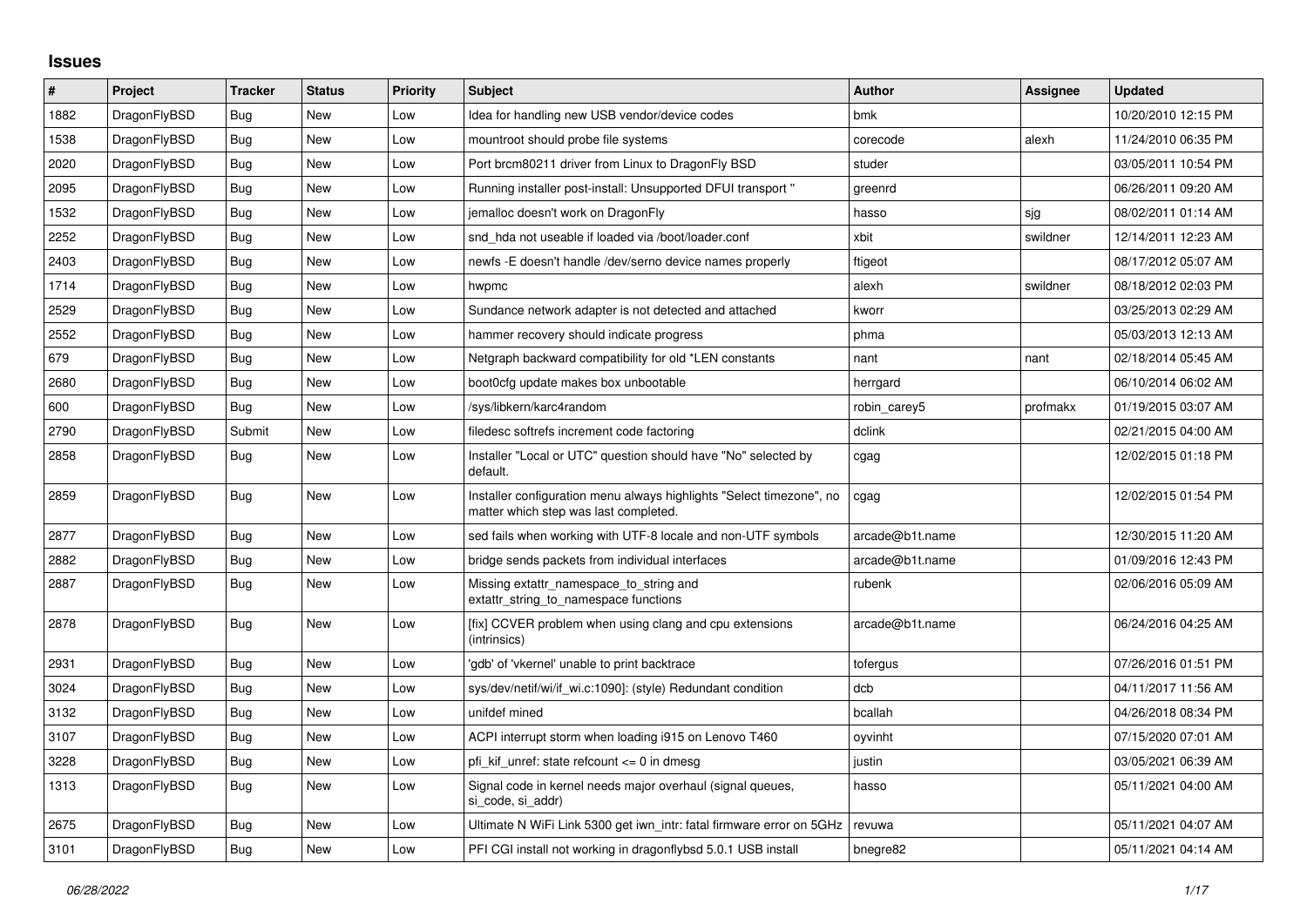# Issues

| # | Project | Tracker | Status | Priority | Subject | Author | Assignee | Updated |
|---|---|---|---|---|---|---|---|---|
| 1882 | DragonFlyBSD | Bug | New | Low | Idea for handling new USB vendor/device codes | bmk | | 10/20/2010 12:15 PM |
| 1538 | DragonFlyBSD | Bug | New | Low | mountroot should probe file systems | corecode | alexh | 11/24/2010 06:35 PM |
| 2020 | DragonFlyBSD | Bug | New | Low | Port brcm80211 driver from Linux to DragonFly BSD | studer | | 03/05/2011 10:54 PM |
| 2095 | DragonFlyBSD | Bug | New | Low | Running installer post-install: Unsupported DFUI transport " | greenrd | | 06/26/2011 09:20 AM |
| 1532 | DragonFlyBSD | Bug | New | Low | jemalloc doesn't work on DragonFly | hasso | sjg | 08/02/2011 01:14 AM |
| 2252 | DragonFlyBSD | Bug | New | Low | snd_hda not useable if loaded via /boot/loader.conf | xbit | swildner | 12/14/2011 12:23 AM |
| 2403 | DragonFlyBSD | Bug | New | Low | newfs -E doesn't handle /dev/serno device names properly | ftigeot | | 08/17/2012 05:07 AM |
| 1714 | DragonFlyBSD | Bug | New | Low | hwpmc | alexh | swildner | 08/18/2012 02:03 PM |
| 2529 | DragonFlyBSD | Bug | New | Low | Sundance network adapter is not detected and attached | kworr | | 03/25/2013 02:29 AM |
| 2552 | DragonFlyBSD | Bug | New | Low | hammer recovery should indicate progress | phma | | 05/03/2013 12:13 AM |
| 679 | DragonFlyBSD | Bug | New | Low | Netgraph backward compatibility for old *LEN constants | nant | nant | 02/18/2014 05:45 AM |
| 2680 | DragonFlyBSD | Bug | New | Low | boot0cfg update makes box unbootable | herrgard | | 06/10/2014 06:02 AM |
| 600 | DragonFlyBSD | Bug | New | Low | /sys/libkern/karc4random | robin_carey5 | profmakx | 01/19/2015 03:07 AM |
| 2790 | DragonFlyBSD | Submit | New | Low | filedesc softrefs increment code factoring | dclink | | 02/21/2015 04:00 AM |
| 2858 | DragonFlyBSD | Bug | New | Low | Installer "Local or UTC" question should have "No" selected by default. | cgag | | 12/02/2015 01:18 PM |
| 2859 | DragonFlyBSD | Bug | New | Low | Installer configuration menu always highlights "Select timezone", no matter which step was last completed. | cgag | | 12/02/2015 01:54 PM |
| 2877 | DragonFlyBSD | Bug | New | Low | sed fails when working with UTF-8 locale and non-UTF symbols | arcade@b1t.name | | 12/30/2015 11:20 AM |
| 2882 | DragonFlyBSD | Bug | New | Low | bridge sends packets from individual interfaces | arcade@b1t.name | | 01/09/2016 12:43 PM |
| 2887 | DragonFlyBSD | Bug | New | Low | Missing extattr_namespace_to_string and extattr_string_to_namespace functions | rubenk | | 02/06/2016 05:09 AM |
| 2878 | DragonFlyBSD | Bug | New | Low | [fix] CCVER problem when using clang and cpu extensions (intrinsics) | arcade@b1t.name | | 06/24/2016 04:25 AM |
| 2931 | DragonFlyBSD | Bug | New | Low | 'gdb' of 'vkernel' unable to print backtrace | tofergus | | 07/26/2016 01:51 PM |
| 3024 | DragonFlyBSD | Bug | New | Low | sys/dev/netif/wi/if_wi.c:1090]: (style) Redundant condition | dcb | | 04/11/2017 11:56 AM |
| 3132 | DragonFlyBSD | Bug | New | Low | unifdef mined | bcallah | | 04/26/2018 08:34 PM |
| 3107 | DragonFlyBSD | Bug | New | Low | ACPI interrupt storm when loading i915 on Lenovo T460 | oyvinht | | 07/15/2020 07:01 AM |
| 3228 | DragonFlyBSD | Bug | New | Low | pfi_kif_unref: state refcount <= 0 in dmesg | justin | | 03/05/2021 06:39 AM |
| 1313 | DragonFlyBSD | Bug | New | Low | Signal code in kernel needs major overhaul (signal queues, si_code, si_addr) | hasso | | 05/11/2021 04:00 AM |
| 2675 | DragonFlyBSD | Bug | New | Low | Ultimate N WiFi Link 5300 get iwn_intr: fatal firmware error on 5GHz | revuwa | | 05/11/2021 04:07 AM |
| 3101 | DragonFlyBSD | Bug | New | Low | PFI CGI install not working in dragonflybsd 5.0.1 USB install | bnegre82 | | 05/11/2021 04:14 AM |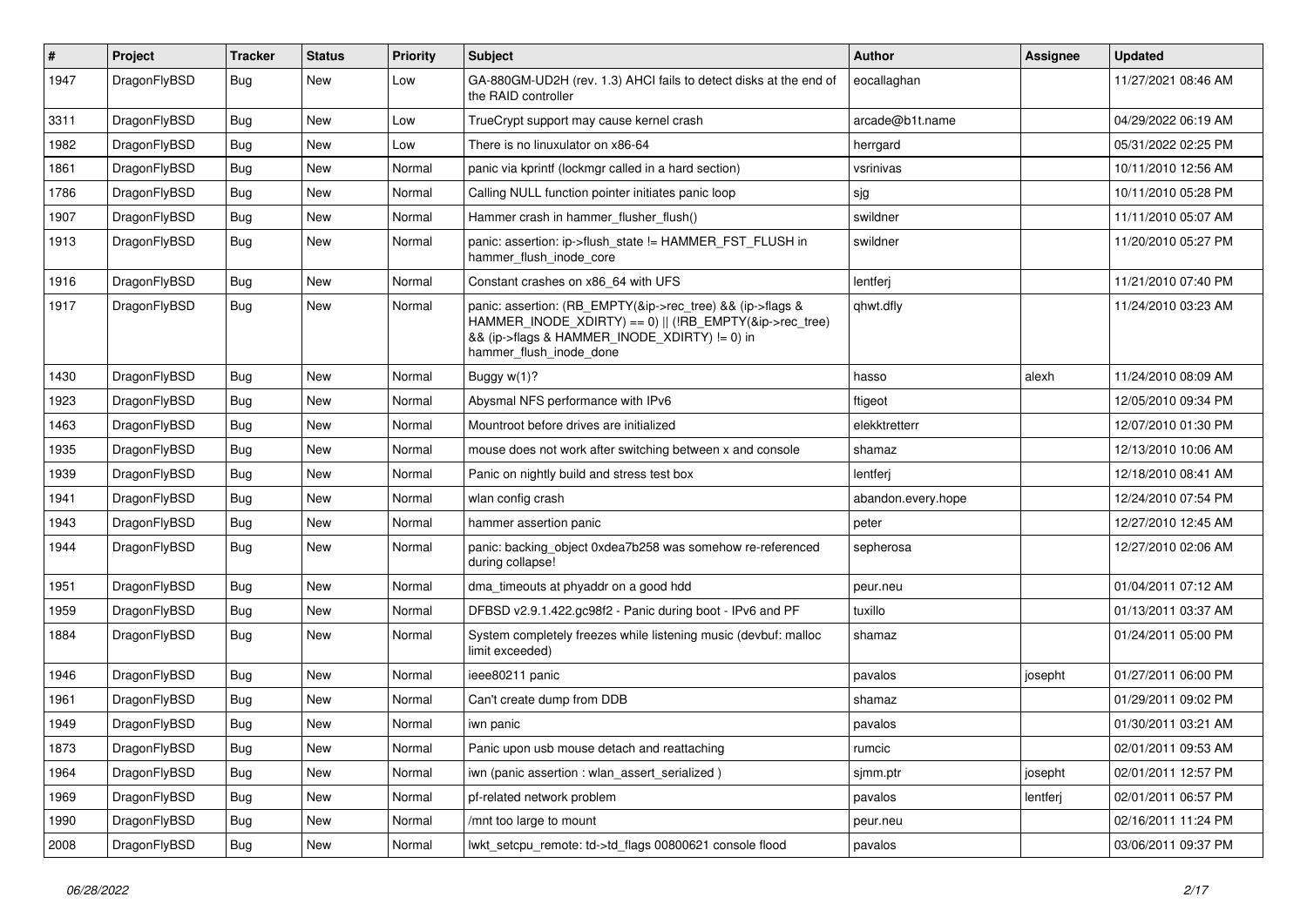| # | Project | Tracker | Status | Priority | Subject | Author | Assignee | Updated |
|---|---|---|---|---|---|---|---|---|
| 1947 | DragonFlyBSD | Bug | New | Low | GA-880GM-UD2H (rev. 1.3) AHCI fails to detect disks at the end of the RAID controller | eocallaghan | | 11/27/2021 08:46 AM |
| 3311 | DragonFlyBSD | Bug | New | Low | TrueCrypt support may cause kernel crash | arcade@b1t.name | | 04/29/2022 06:19 AM |
| 1982 | DragonFlyBSD | Bug | New | Low | There is no linuxulator on x86-64 | herrgard | | 05/31/2022 02:25 PM |
| 1861 | DragonFlyBSD | Bug | New | Normal | panic via kprintf (lockmgr called in a hard section) | vsrinivas | | 10/11/2010 12:56 AM |
| 1786 | DragonFlyBSD | Bug | New | Normal | Calling NULL function pointer initiates panic loop | sjg | | 10/11/2010 05:28 PM |
| 1907 | DragonFlyBSD | Bug | New | Normal | Hammer crash in hammer_flusher_flush() | swildner | | 11/11/2010 05:07 AM |
| 1913 | DragonFlyBSD | Bug | New | Normal | panic: assertion: ip->flush_state != HAMMER_FST_FLUSH in hammer_flush_inode_core | swildner | | 11/20/2010 05:27 PM |
| 1916 | DragonFlyBSD | Bug | New | Normal | Constant crashes on x86_64 with UFS | lentferj | | 11/21/2010 07:40 PM |
| 1917 | DragonFlyBSD | Bug | New | Normal | panic: assertion: (RB_EMPTY(&ip->rec_tree) && (ip->flags & HAMMER_INODE_XDIRTY) == 0) \|\| (!RB_EMPTY(&ip->rec_tree) && (ip->flags & HAMMER_INODE_XDIRTY) != 0) in hammer_flush_inode_done | qhwt.dfly | | 11/24/2010 03:23 AM |
| 1430 | DragonFlyBSD | Bug | New | Normal | Buggy w(1)? | hasso | alexh | 11/24/2010 08:09 AM |
| 1923 | DragonFlyBSD | Bug | New | Normal | Abysmal NFS performance with IPv6 | ftigeot | | 12/05/2010 09:34 PM |
| 1463 | DragonFlyBSD | Bug | New | Normal | Mountroot before drives are initialized | elekktretterr | | 12/07/2010 01:30 PM |
| 1935 | DragonFlyBSD | Bug | New | Normal | mouse does not work after switching between x and console | shamaz | | 12/13/2010 10:06 AM |
| 1939 | DragonFlyBSD | Bug | New | Normal | Panic on nightly build and stress test box | lentferj | | 12/18/2010 08:41 AM |
| 1941 | DragonFlyBSD | Bug | New | Normal | wlan config crash | abandon.every.hope | | 12/24/2010 07:54 PM |
| 1943 | DragonFlyBSD | Bug | New | Normal | hammer assertion panic | peter | | 12/27/2010 12:45 AM |
| 1944 | DragonFlyBSD | Bug | New | Normal | panic: backing_object 0xdea7b258 was somehow re-referenced during collapse! | sepherosa | | 12/27/2010 02:06 AM |
| 1951 | DragonFlyBSD | Bug | New | Normal | dma_timeouts at phyaddr on a good hdd | peur.neu | | 01/04/2011 07:12 AM |
| 1959 | DragonFlyBSD | Bug | New | Normal | DFBSD v2.9.1.422.gc98f2 - Panic during boot - IPv6 and PF | tuxillo | | 01/13/2011 03:37 AM |
| 1884 | DragonFlyBSD | Bug | New | Normal | System completely freezes while listening music (devbuf: malloc limit exceeded) | shamaz | | 01/24/2011 05:00 PM |
| 1946 | DragonFlyBSD | Bug | New | Normal | ieee80211 panic | pavalos | josepht | 01/27/2011 06:00 PM |
| 1961 | DragonFlyBSD | Bug | New | Normal | Can't create dump from DDB | shamaz | | 01/29/2011 09:02 PM |
| 1949 | DragonFlyBSD | Bug | New | Normal | iwn panic | pavalos | | 01/30/2011 03:21 AM |
| 1873 | DragonFlyBSD | Bug | New | Normal | Panic upon usb mouse detach and reattaching | rumcic | | 02/01/2011 09:53 AM |
| 1964 | DragonFlyBSD | Bug | New | Normal | iwn (panic assertion : wlan_assert_serialized ) | sjmm.ptr | josepht | 02/01/2011 12:57 PM |
| 1969 | DragonFlyBSD | Bug | New | Normal | pf-related network problem | pavalos | lentferj | 02/01/2011 06:57 PM |
| 1990 | DragonFlyBSD | Bug | New | Normal | /mnt too large to mount | peur.neu | | 02/16/2011 11:24 PM |
| 2008 | DragonFlyBSD | Bug | New | Normal | lwkt_setcpu_remote: td->td_flags 00800621 console flood | pavalos | | 03/06/2011 09:37 PM |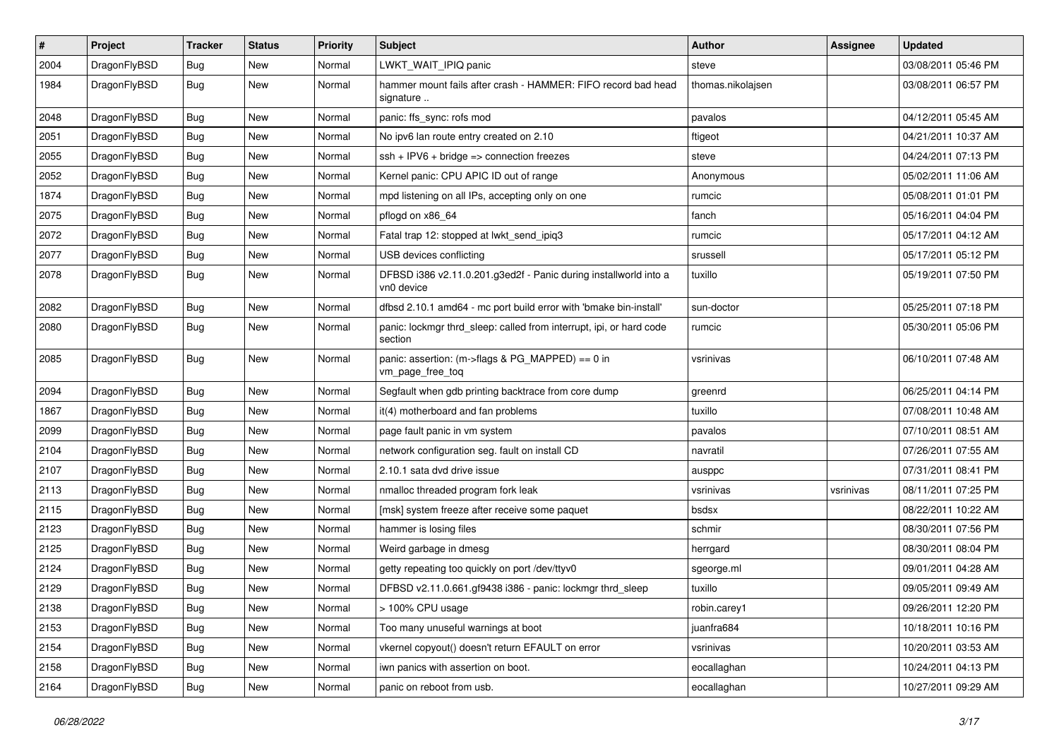| # | Project | Tracker | Status | Priority | Subject | Author | Assignee | Updated |
|---|---|---|---|---|---|---|---|---|
| 2004 | DragonFlyBSD | Bug | New | Normal | LWKT_WAIT_IPIQ panic | steve | | 03/08/2011 05:46 PM |
| 1984 | DragonFlyBSD | Bug | New | Normal | hammer mount fails after crash - HAMMER: FIFO record bad head signature .. | thomas.nikolajsen | | 03/08/2011 06:57 PM |
| 2048 | DragonFlyBSD | Bug | New | Normal | panic: ffs_sync: rofs mod | pavalos | | 04/12/2011 05:45 AM |
| 2051 | DragonFlyBSD | Bug | New | Normal | No ipv6 lan route entry created on 2.10 | ftigeot | | 04/21/2011 10:37 AM |
| 2055 | DragonFlyBSD | Bug | New | Normal | ssh + IPV6 + bridge => connection freezes | steve | | 04/24/2011 07:13 PM |
| 2052 | DragonFlyBSD | Bug | New | Normal | Kernel panic: CPU APIC ID out of range | Anonymous | | 05/02/2011 11:06 AM |
| 1874 | DragonFlyBSD | Bug | New | Normal | mpd listening on all IPs, accepting only on one | rumcic | | 05/08/2011 01:01 PM |
| 2075 | DragonFlyBSD | Bug | New | Normal | pflogd on x86_64 | fanch | | 05/16/2011 04:04 PM |
| 2072 | DragonFlyBSD | Bug | New | Normal | Fatal trap 12: stopped at lwkt_send_ipiq3 | rumcic | | 05/17/2011 04:12 AM |
| 2077 | DragonFlyBSD | Bug | New | Normal | USB devices conflicting | srussell | | 05/17/2011 05:12 PM |
| 2078 | DragonFlyBSD | Bug | New | Normal | DFBSD i386 v2.11.0.201.g3ed2f - Panic during installworld into a vn0 device | tuxillo | | 05/19/2011 07:50 PM |
| 2082 | DragonFlyBSD | Bug | New | Normal | dfbsd 2.10.1 amd64 - mc port build error with 'bmake bin-install' | sun-doctor | | 05/25/2011 07:18 PM |
| 2080 | DragonFlyBSD | Bug | New | Normal | panic: lockmgr thrd_sleep: called from interrupt, ipi, or hard code section | rumcic | | 05/30/2011 05:06 PM |
| 2085 | DragonFlyBSD | Bug | New | Normal | panic: assertion: (m->flags & PG_MAPPED) == 0 in vm_page_free_toq | vsrinivas | | 06/10/2011 07:48 AM |
| 2094 | DragonFlyBSD | Bug | New | Normal | Segfault when gdb printing backtrace from core dump | greenrd | | 06/25/2011 04:14 PM |
| 1867 | DragonFlyBSD | Bug | New | Normal | it(4) motherboard and fan problems | tuxillo | | 07/08/2011 10:48 AM |
| 2099 | DragonFlyBSD | Bug | New | Normal | page fault panic in vm system | pavalos | | 07/10/2011 08:51 AM |
| 2104 | DragonFlyBSD | Bug | New | Normal | network configuration seg. fault on install CD | navratil | | 07/26/2011 07:55 AM |
| 2107 | DragonFlyBSD | Bug | New | Normal | 2.10.1 sata dvd drive issue | ausppc | | 07/31/2011 08:41 PM |
| 2113 | DragonFlyBSD | Bug | New | Normal | nmalloc threaded program fork leak | vsrinivas | vsrinivas | 08/11/2011 07:25 PM |
| 2115 | DragonFlyBSD | Bug | New | Normal | [msk] system freeze after receive some paquet | bsdsx | | 08/22/2011 10:22 AM |
| 2123 | DragonFlyBSD | Bug | New | Normal | hammer is losing files | schmir | | 08/30/2011 07:56 PM |
| 2125 | DragonFlyBSD | Bug | New | Normal | Weird garbage in dmesg | herrgard | | 08/30/2011 08:04 PM |
| 2124 | DragonFlyBSD | Bug | New | Normal | getty repeating too quickly on port /dev/ttyv0 | sgeorge.ml | | 09/01/2011 04:28 AM |
| 2129 | DragonFlyBSD | Bug | New | Normal | DFBSD v2.11.0.661.gf9438 i386 - panic: lockmgr thrd_sleep | tuxillo | | 09/05/2011 09:49 AM |
| 2138 | DragonFlyBSD | Bug | New | Normal | > 100% CPU usage | robin.carey1 | | 09/26/2011 12:20 PM |
| 2153 | DragonFlyBSD | Bug | New | Normal | Too many unuseful warnings at boot | juanfra684 | | 10/18/2011 10:16 PM |
| 2154 | DragonFlyBSD | Bug | New | Normal | vkernel copyout() doesn't return EFAULT on error | vsrinivas | | 10/20/2011 03:53 AM |
| 2158 | DragonFlyBSD | Bug | New | Normal | iwn panics with assertion on boot. | eocallaghan | | 10/24/2011 04:13 PM |
| 2164 | DragonFlyBSD | Bug | New | Normal | panic on reboot from usb. | eocallaghan | | 10/27/2011 09:29 AM |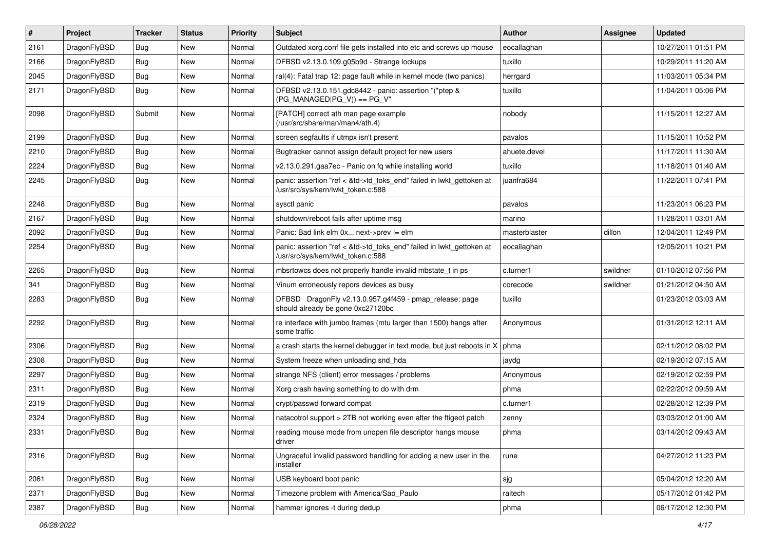| # | Project | Tracker | Status | Priority | Subject | Author | Assignee | Updated |
|---|---|---|---|---|---|---|---|---|
| 2161 | DragonFlyBSD | Bug | New | Normal | Outdated xorg.conf file gets installed into etc and screws up mouse | eocallaghan | | 10/27/2011 01:51 PM |
| 2166 | DragonFlyBSD | Bug | New | Normal | DFBSD v2.13.0.109.g05b9d - Strange lockups | tuxillo | | 10/29/2011 11:20 AM |
| 2045 | DragonFlyBSD | Bug | New | Normal | ral(4): Fatal trap 12: page fault while in kernel mode (two panics) | herrgard | | 11/03/2011 05:34 PM |
| 2171 | DragonFlyBSD | Bug | New | Normal | DFBSD v2.13.0.151.gdc8442 - panic: assertion "(*ptep & (PG_MANAGED\|PG_V)) == PG_V" | tuxillo | | 11/04/2011 05:06 PM |
| 2098 | DragonFlyBSD | Submit | New | Normal | [PATCH] correct ath man page example (/usr/src/share/man/man4/ath.4) | nobody | | 11/15/2011 12:27 AM |
| 2199 | DragonFlyBSD | Bug | New | Normal | screen segfaults if utmpx isn't present | pavalos | | 11/15/2011 10:52 PM |
| 2210 | DragonFlyBSD | Bug | New | Normal | Bugtracker cannot assign default project for new users | ahuete.devel | | 11/17/2011 11:30 AM |
| 2224 | DragonFlyBSD | Bug | New | Normal | v2.13.0.291.gaa7ec - Panic on fq while installing world | tuxillo | | 11/18/2011 01:40 AM |
| 2245 | DragonFlyBSD | Bug | New | Normal | panic: assertion "ref < &td->td_toks_end" failed in lwkt_gettoken at /usr/src/sys/kern/lwkt_token.c:588 | juanfra684 | | 11/22/2011 07:41 PM |
| 2248 | DragonFlyBSD | Bug | New | Normal | sysctl panic | pavalos | | 11/23/2011 06:23 PM |
| 2167 | DragonFlyBSD | Bug | New | Normal | shutdown/reboot fails after uptime msg | marino | | 11/28/2011 03:01 AM |
| 2092 | DragonFlyBSD | Bug | New | Normal | Panic: Bad link elm 0x... next->prev != elm | masterblaster | dillon | 12/04/2011 12:49 PM |
| 2254 | DragonFlyBSD | Bug | New | Normal | panic: assertion "ref < &td->td_toks_end" failed in lwkt_gettoken at /usr/src/sys/kern/lwkt_token.c:588 | eocallaghan | | 12/05/2011 10:21 PM |
| 2265 | DragonFlyBSD | Bug | New | Normal | mbsrtowcs does not properly handle invalid mbstate_t in ps | c.turner1 | swildner | 01/10/2012 07:56 PM |
| 341 | DragonFlyBSD | Bug | New | Normal | Vinum erroneously repors devices as busy | corecode | swildner | 01/21/2012 04:50 AM |
| 2283 | DragonFlyBSD | Bug | New | Normal | DFBSD DragonFly v2.13.0.957.g4f459 - pmap_release: page should already be gone 0xc27120bc | tuxillo | | 01/23/2012 03:03 AM |
| 2292 | DragonFlyBSD | Bug | New | Normal | re interface with jumbo frames (mtu larger than 1500) hangs after some traffic | Anonymous | | 01/31/2012 12:11 AM |
| 2306 | DragonFlyBSD | Bug | New | Normal | a crash starts the kernel debugger in text mode, but just reboots in X | phma | | 02/11/2012 08:02 PM |
| 2308 | DragonFlyBSD | Bug | New | Normal | System freeze when unloading snd_hda | jaydg | | 02/19/2012 07:15 AM |
| 2297 | DragonFlyBSD | Bug | New | Normal | strange NFS (client) error messages / problems | Anonymous | | 02/19/2012 02:59 PM |
| 2311 | DragonFlyBSD | Bug | New | Normal | Xorg crash having something to do with drm | phma | | 02/22/2012 09:59 AM |
| 2319 | DragonFlyBSD | Bug | New | Normal | crypt/passwd forward compat | c.turner1 | | 02/28/2012 12:39 PM |
| 2324 | DragonFlyBSD | Bug | New | Normal | natacotrol support > 2TB not working even after the ftigeot patch | zenny | | 03/03/2012 01:00 AM |
| 2331 | DragonFlyBSD | Bug | New | Normal | reading mouse mode from unopen file descriptor hangs mouse driver | phma | | 03/14/2012 09:43 AM |
| 2316 | DragonFlyBSD | Bug | New | Normal | Ungraceful invalid password handling for adding a new user in the installer | rune | | 04/27/2012 11:23 PM |
| 2061 | DragonFlyBSD | Bug | New | Normal | USB keyboard boot panic | sjg | | 05/04/2012 12:20 AM |
| 2371 | DragonFlyBSD | Bug | New | Normal | Timezone problem with America/Sao_Paulo | raitech | | 05/17/2012 01:42 PM |
| 2387 | DragonFlyBSD | Bug | New | Normal | hammer ignores -t during dedup | phma | | 06/17/2012 12:30 PM |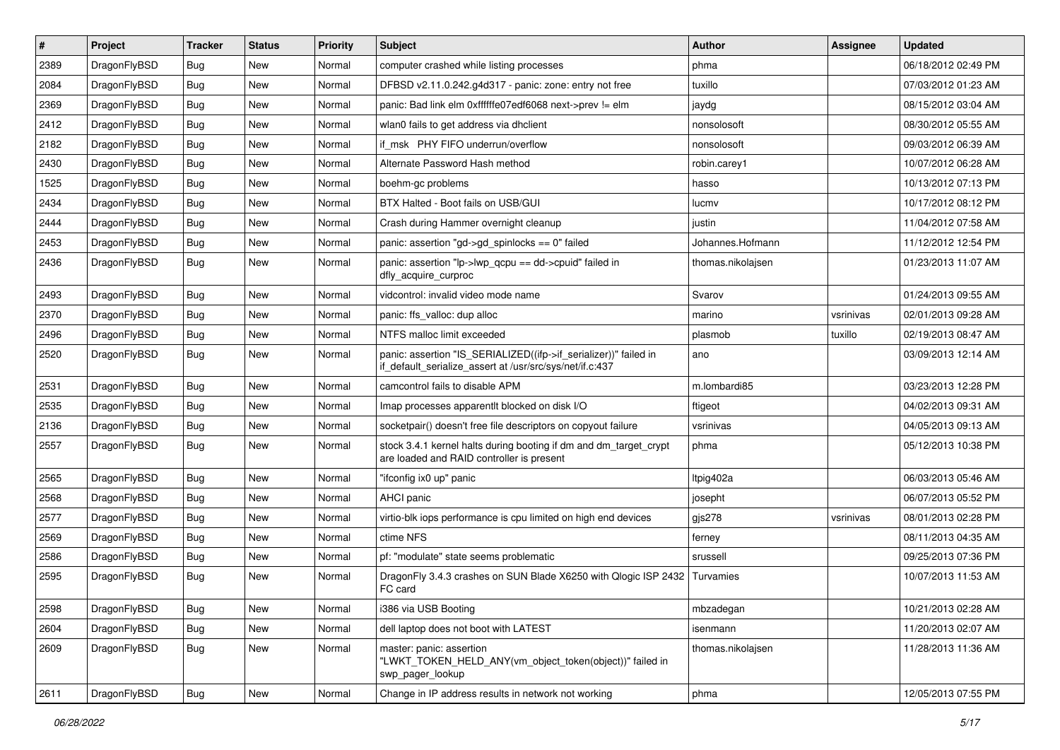| # | Project | Tracker | Status | Priority | Subject | Author | Assignee | Updated |
|---|---|---|---|---|---|---|---|---|
| 2389 | DragonFlyBSD | Bug | New | Normal | computer crashed while listing processes | phma | | 06/18/2012 02:49 PM |
| 2084 | DragonFlyBSD | Bug | New | Normal | DFBSD v2.11.0.242.g4d317 - panic: zone: entry not free | tuxillo | | 07/03/2012 01:23 AM |
| 2369 | DragonFlyBSD | Bug | New | Normal | panic: Bad link elm 0xffffffe07edf6068 next->prev != elm | jaydg | | 08/15/2012 03:04 AM |
| 2412 | DragonFlyBSD | Bug | New | Normal | wlan0 fails to get address via dhclient | nonsolosoft | | 08/30/2012 05:55 AM |
| 2182 | DragonFlyBSD | Bug | New | Normal | if_msk PHY FIFO underrun/overflow | nonsolosoft | | 09/03/2012 06:39 AM |
| 2430 | DragonFlyBSD | Bug | New | Normal | Alternate Password Hash method | robin.carey1 | | 10/07/2012 06:28 AM |
| 1525 | DragonFlyBSD | Bug | New | Normal | boehm-gc problems | hasso | | 10/13/2012 07:13 PM |
| 2434 | DragonFlyBSD | Bug | New | Normal | BTX Halted - Boot fails on USB/GUI | lucmv | | 10/17/2012 08:12 PM |
| 2444 | DragonFlyBSD | Bug | New | Normal | Crash during Hammer overnight cleanup | justin | | 11/04/2012 07:58 AM |
| 2453 | DragonFlyBSD | Bug | New | Normal | panic: assertion "gd->gd_spinlocks == 0" failed | Johannes.Hofmann | | 11/12/2012 12:54 PM |
| 2436 | DragonFlyBSD | Bug | New | Normal | panic: assertion "lp->lwp_qcpu == dd->cpuid" failed in dfly_acquire_curproc | thomas.nikolajsen | | 01/23/2013 11:07 AM |
| 2493 | DragonFlyBSD | Bug | New | Normal | vidcontrol: invalid video mode name | Svarov | | 01/24/2013 09:55 AM |
| 2370 | DragonFlyBSD | Bug | New | Normal | panic: ffs_valloc: dup alloc | marino | vsrinivas | 02/01/2013 09:28 AM |
| 2496 | DragonFlyBSD | Bug | New | Normal | NTFS malloc limit exceeded | plasmob | tuxillo | 02/19/2013 08:47 AM |
| 2520 | DragonFlyBSD | Bug | New | Normal | panic: assertion "IS_SERIALIZED((ifp->if_serializer))" failed in if_default_serialize_assert at /usr/src/sys/net/if.c:437 | ano | | 03/09/2013 12:14 AM |
| 2531 | DragonFlyBSD | Bug | New | Normal | camcontrol fails to disable APM | m.lombardi85 | | 03/23/2013 12:28 PM |
| 2535 | DragonFlyBSD | Bug | New | Normal | Imap processes apparentlt blocked on disk I/O | ftigeot | | 04/02/2013 09:31 AM |
| 2136 | DragonFlyBSD | Bug | New | Normal | socketpair() doesn't free file descriptors on copyout failure | vsrinivas | | 04/05/2013 09:13 AM |
| 2557 | DragonFlyBSD | Bug | New | Normal | stock 3.4.1 kernel halts during booting if dm and dm_target_crypt are loaded and RAID controller is present | phma | | 05/12/2013 10:38 PM |
| 2565 | DragonFlyBSD | Bug | New | Normal | "ifconfig ix0 up" panic | ltpig402a | | 06/03/2013 05:46 AM |
| 2568 | DragonFlyBSD | Bug | New | Normal | AHCI panic | josepht | | 06/07/2013 05:52 PM |
| 2577 | DragonFlyBSD | Bug | New | Normal | virtio-blk iops performance is cpu limited on high end devices | gjs278 | vsrinivas | 08/01/2013 02:28 PM |
| 2569 | DragonFlyBSD | Bug | New | Normal | ctime NFS | ferney | | 08/11/2013 04:35 AM |
| 2586 | DragonFlyBSD | Bug | New | Normal | pf: "modulate" state seems problematic | srussell | | 09/25/2013 07:36 PM |
| 2595 | DragonFlyBSD | Bug | New | Normal | DragonFly 3.4.3 crashes on SUN Blade X6250 with Qlogic ISP 2432 FC card | Turvamies | | 10/07/2013 11:53 AM |
| 2598 | DragonFlyBSD | Bug | New | Normal | i386 via USB Booting | mbzadegan | | 10/21/2013 02:28 AM |
| 2604 | DragonFlyBSD | Bug | New | Normal | dell laptop does not boot with LATEST | isenmann | | 11/20/2013 02:07 AM |
| 2609 | DragonFlyBSD | Bug | New | Normal | master: panic: assertion "LWKT_TOKEN_HELD_ANY(vm_object_token(object))" failed in swp_pager_lookup | thomas.nikolajsen | | 11/28/2013 11:36 AM |
| 2611 | DragonFlyBSD | Bug | New | Normal | Change in IP address results in network not working | phma | | 12/05/2013 07:55 PM |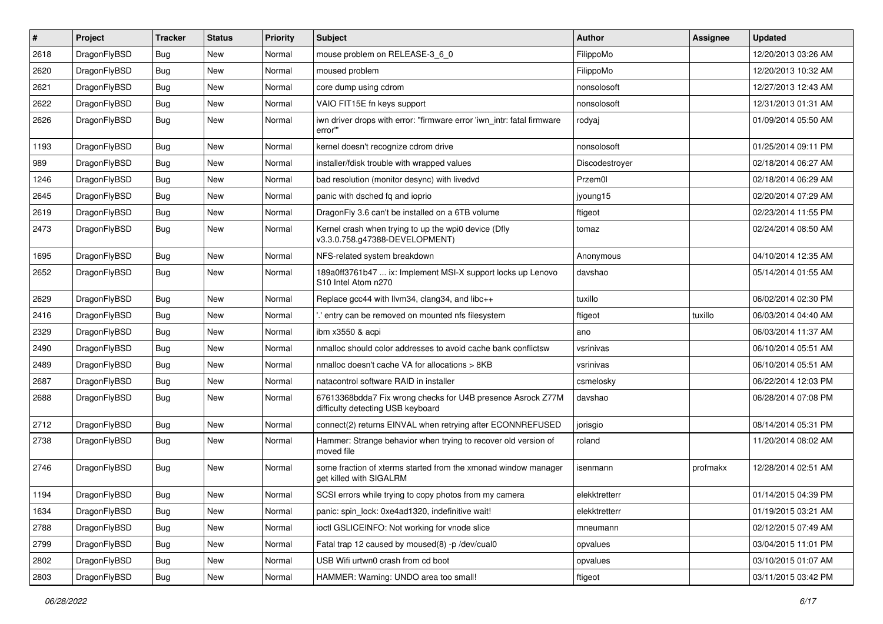| # | Project | Tracker | Status | Priority | Subject | Author | Assignee | Updated |
|---|---|---|---|---|---|---|---|---|
| 2618 | DragonFlyBSD | Bug | New | Normal | mouse problem on RELEASE-3_6_0 | FilippoMo | | 12/20/2013 03:26 AM |
| 2620 | DragonFlyBSD | Bug | New | Normal | moused problem | FilippoMo | | 12/20/2013 10:32 AM |
| 2621 | DragonFlyBSD | Bug | New | Normal | core dump using cdrom | nonsolosoft | | 12/27/2013 12:43 AM |
| 2622 | DragonFlyBSD | Bug | New | Normal | VAIO FIT15E fn keys support | nonsolosoft | | 12/31/2013 01:31 AM |
| 2626 | DragonFlyBSD | Bug | New | Normal | iwn driver drops with error: "firmware error 'iwn_intr: fatal firmware error'" | rodyaj | | 01/09/2014 05:50 AM |
| 1193 | DragonFlyBSD | Bug | New | Normal | kernel doesn't recognize cdrom drive | nonsolosoft | | 01/25/2014 09:11 PM |
| 989 | DragonFlyBSD | Bug | New | Normal | installer/fdisk trouble with wrapped values | Discodestroyer | | 02/18/2014 06:27 AM |
| 1246 | DragonFlyBSD | Bug | New | Normal | bad resolution (monitor desync) with livedvd | Przem0l | | 02/18/2014 06:29 AM |
| 2645 | DragonFlyBSD | Bug | New | Normal | panic with dsched fq and ioprio | jyoung15 | | 02/20/2014 07:29 AM |
| 2619 | DragonFlyBSD | Bug | New | Normal | DragonFly 3.6 can't be installed on a 6TB volume | ftigeot | | 02/23/2014 11:55 PM |
| 2473 | DragonFlyBSD | Bug | New | Normal | Kernel crash when trying to up the wpi0 device (Dfly v3.3.0.758.g47388-DEVELOPMENT) | tomaz | | 02/24/2014 08:50 AM |
| 1695 | DragonFlyBSD | Bug | New | Normal | NFS-related system breakdown | Anonymous | | 04/10/2014 12:35 AM |
| 2652 | DragonFlyBSD | Bug | New | Normal | 189a0ff3761b47 ... ix: Implement MSI-X support locks up Lenovo S10 Intel Atom n270 | davshao | | 05/14/2014 01:55 AM |
| 2629 | DragonFlyBSD | Bug | New | Normal | Replace gcc44 with llvm34, clang34, and libc++ | tuxillo | | 06/02/2014 02:30 PM |
| 2416 | DragonFlyBSD | Bug | New | Normal | '.' entry can be removed on mounted nfs filesystem | ftigeot | tuxillo | 06/03/2014 04:40 AM |
| 2329 | DragonFlyBSD | Bug | New | Normal | ibm x3550 & acpi | ano | | 06/03/2014 11:37 AM |
| 2490 | DragonFlyBSD | Bug | New | Normal | nmalloc should color addresses to avoid cache bank conflictsw | vsrinivas | | 06/10/2014 05:51 AM |
| 2489 | DragonFlyBSD | Bug | New | Normal | nmalloc doesn't cache VA for allocations > 8KB | vsrinivas | | 06/10/2014 05:51 AM |
| 2687 | DragonFlyBSD | Bug | New | Normal | natacontrol software RAID in installer | csmelosky | | 06/22/2014 12:03 PM |
| 2688 | DragonFlyBSD | Bug | New | Normal | 67613368bdda7 Fix wrong checks for U4B presence Asrock Z77M difficulty detecting USB keyboard | davshao | | 06/28/2014 07:08 PM |
| 2712 | DragonFlyBSD | Bug | New | Normal | connect(2) returns EINVAL when retrying after ECONNREFUSED | jorisgio | | 08/14/2014 05:31 PM |
| 2738 | DragonFlyBSD | Bug | New | Normal | Hammer: Strange behavior when trying to recover old version of moved file | roland | | 11/20/2014 08:02 AM |
| 2746 | DragonFlyBSD | Bug | New | Normal | some fraction of xterms started from the xmonad window manager get killed with SIGALRM | isenmann | profmakx | 12/28/2014 02:51 AM |
| 1194 | DragonFlyBSD | Bug | New | Normal | SCSI errors while trying to copy photos from my camera | elekktretterr | | 01/14/2015 04:39 PM |
| 1634 | DragonFlyBSD | Bug | New | Normal | panic: spin_lock: 0xe4ad1320, indefinitive wait! | elekktretterr | | 01/19/2015 03:21 AM |
| 2788 | DragonFlyBSD | Bug | New | Normal | ioctl GSLICEINFO: Not working for vnode slice | mneumann | | 02/12/2015 07:49 AM |
| 2799 | DragonFlyBSD | Bug | New | Normal | Fatal trap 12 caused by moused(8) -p /dev/cual0 | opvalues | | 03/04/2015 11:01 PM |
| 2802 | DragonFlyBSD | Bug | New | Normal | USB Wifi urtwn0 crash from cd boot | opvalues | | 03/10/2015 01:07 AM |
| 2803 | DragonFlyBSD | Bug | New | Normal | HAMMER: Warning: UNDO area too small! | ftigeot | | 03/11/2015 03:42 PM |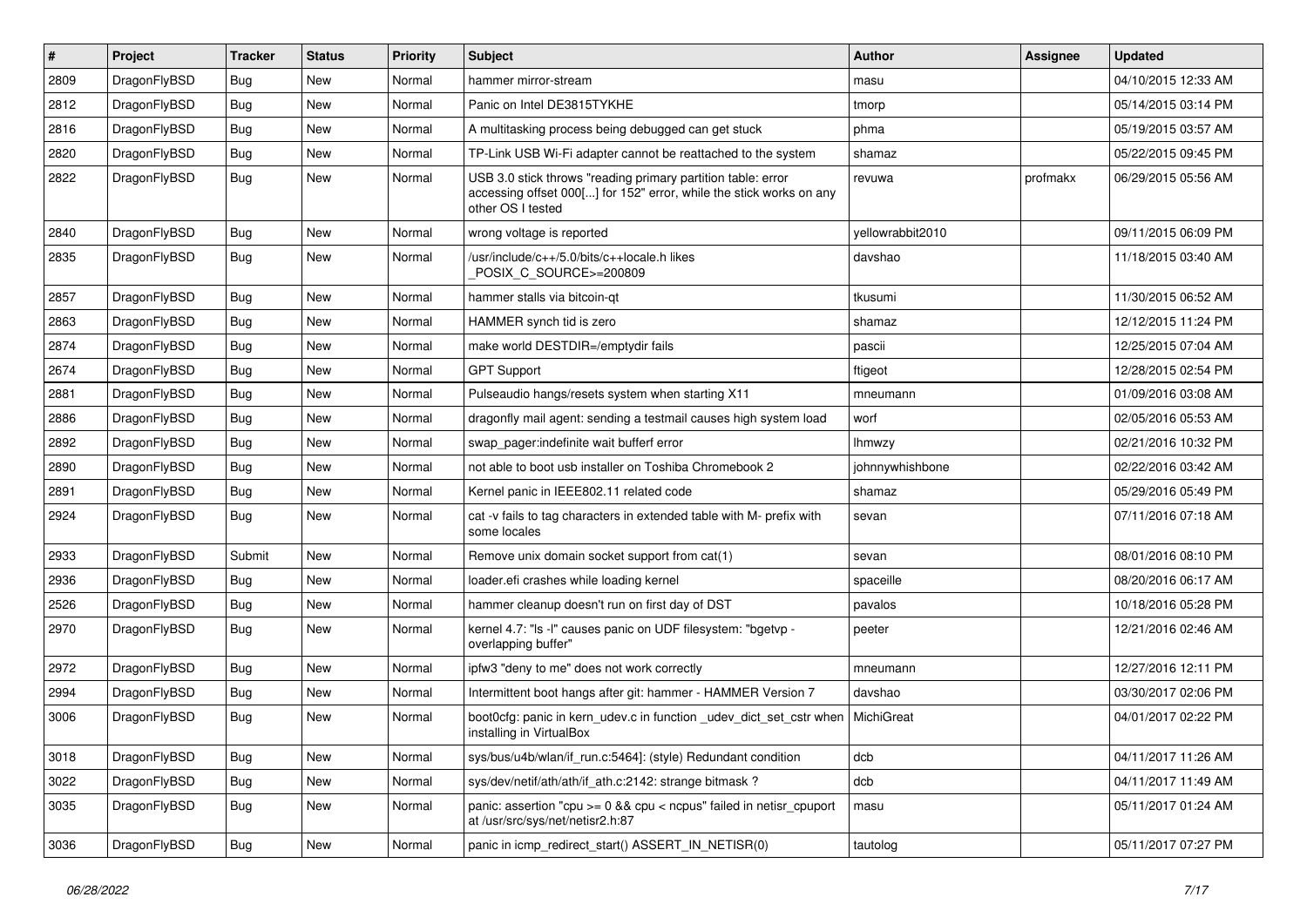| # | Project | Tracker | Status | Priority | Subject | Author | Assignee | Updated |
|---|---|---|---|---|---|---|---|---|
| 2809 | DragonFlyBSD | Bug | New | Normal | hammer mirror-stream | masu | | 04/10/2015 12:33 AM |
| 2812 | DragonFlyBSD | Bug | New | Normal | Panic on Intel DE3815TYKHE | tmorp | | 05/14/2015 03:14 PM |
| 2816 | DragonFlyBSD | Bug | New | Normal | A multitasking process being debugged can get stuck | phma | | 05/19/2015 03:57 AM |
| 2820 | DragonFlyBSD | Bug | New | Normal | TP-Link USB Wi-Fi adapter cannot be reattached to the system | shamaz | | 05/22/2015 09:45 PM |
| 2822 | DragonFlyBSD | Bug | New | Normal | USB 3.0 stick throws "reading primary partition table: error accessing offset 000[...] for 152" error, while the stick works on any other OS I tested | revuwa | profmakx | 06/29/2015 05:56 AM |
| 2840 | DragonFlyBSD | Bug | New | Normal | wrong voltage is reported | yellowrabbit2010 | | 09/11/2015 06:09 PM |
| 2835 | DragonFlyBSD | Bug | New | Normal | /usr/include/c++/5.0/bits/c++locale.h likes _POSIX_C_SOURCE>=200809 | davshao | | 11/18/2015 03:40 AM |
| 2857 | DragonFlyBSD | Bug | New | Normal | hammer stalls via bitcoin-qt | tkusumi | | 11/30/2015 06:52 AM |
| 2863 | DragonFlyBSD | Bug | New | Normal | HAMMER synch tid is zero | shamaz | | 12/12/2015 11:24 PM |
| 2874 | DragonFlyBSD | Bug | New | Normal | make world DESTDIR=/emptydir fails | pascii | | 12/25/2015 07:04 AM |
| 2674 | DragonFlyBSD | Bug | New | Normal | GPT Support | ftigeot | | 12/28/2015 02:54 PM |
| 2881 | DragonFlyBSD | Bug | New | Normal | Pulseaudio hangs/resets system when starting X11 | mneumann | | 01/09/2016 03:08 AM |
| 2886 | DragonFlyBSD | Bug | New | Normal | dragonfly mail agent: sending a testmail causes high system load | worf | | 02/05/2016 05:53 AM |
| 2892 | DragonFlyBSD | Bug | New | Normal | swap_pager:indefinite wait bufferf error | lhmwzy | | 02/21/2016 10:32 PM |
| 2890 | DragonFlyBSD | Bug | New | Normal | not able to boot usb installer on Toshiba Chromebook 2 | johnnywhishbone | | 02/22/2016 03:42 AM |
| 2891 | DragonFlyBSD | Bug | New | Normal | Kernel panic in IEEE802.11 related code | shamaz | | 05/29/2016 05:49 PM |
| 2924 | DragonFlyBSD | Bug | New | Normal | cat -v fails to tag characters in extended table with M- prefix with some locales | sevan | | 07/11/2016 07:18 AM |
| 2933 | DragonFlyBSD | Submit | New | Normal | Remove unix domain socket support from cat(1) | sevan | | 08/01/2016 08:10 PM |
| 2936 | DragonFlyBSD | Bug | New | Normal | loader.efi crashes while loading kernel | spaceille | | 08/20/2016 06:17 AM |
| 2526 | DragonFlyBSD | Bug | New | Normal | hammer cleanup doesn't run on first day of DST | pavalos | | 10/18/2016 05:28 PM |
| 2970 | DragonFlyBSD | Bug | New | Normal | kernel 4.7: "ls -l" causes panic on UDF filesystem: "bgetvp - overlapping buffer" | peeter | | 12/21/2016 02:46 AM |
| 2972 | DragonFlyBSD | Bug | New | Normal | ipfw3 "deny to me" does not work correctly | mneumann | | 12/27/2016 12:11 PM |
| 2994 | DragonFlyBSD | Bug | New | Normal | Intermittent boot hangs after git: hammer - HAMMER Version 7 | davshao | | 03/30/2017 02:06 PM |
| 3006 | DragonFlyBSD | Bug | New | Normal | boot0cfg: panic in kern_udev.c in function _udev_dict_set_cstr when installing in VirtualBox | MichiGreat | | 04/01/2017 02:22 PM |
| 3018 | DragonFlyBSD | Bug | New | Normal | sys/bus/u4b/wlan/if_run.c:5464]: (style) Redundant condition | dcb | | 04/11/2017 11:26 AM |
| 3022 | DragonFlyBSD | Bug | New | Normal | sys/dev/netif/ath/ath/if_ath.c:2142: strange bitmask ? | dcb | | 04/11/2017 11:49 AM |
| 3035 | DragonFlyBSD | Bug | New | Normal | panic: assertion "cpu >= 0 && cpu < ncpus" failed in netisr_cpuport at /usr/src/sys/net/netisr2.h:87 | masu | | 05/11/2017 01:24 AM |
| 3036 | DragonFlyBSD | Bug | New | Normal | panic in icmp_redirect_start() ASSERT_IN_NETISR(0) | tautolog | | 05/11/2017 07:27 PM |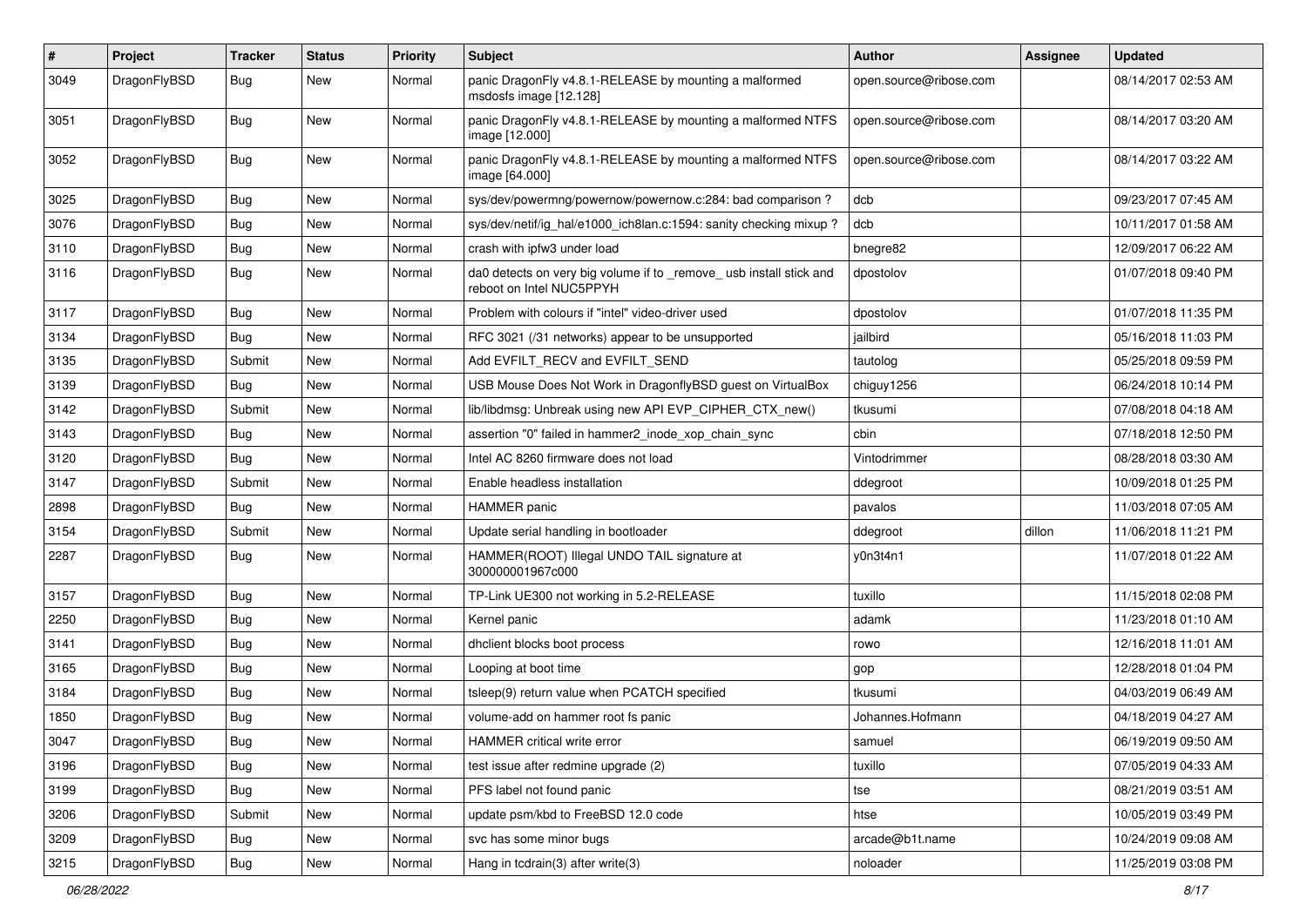| # | Project | Tracker | Status | Priority | Subject | Author | Assignee | Updated |
|---|---|---|---|---|---|---|---|---|
| 3049 | DragonFlyBSD | Bug | New | Normal | panic DragonFly v4.8.1-RELEASE by mounting a malformed msdosfs image [12.128] | open.source@ribose.com | | 08/14/2017 02:53 AM |
| 3051 | DragonFlyBSD | Bug | New | Normal | panic DragonFly v4.8.1-RELEASE by mounting a malformed NTFS image [12.000] | open.source@ribose.com | | 08/14/2017 03:20 AM |
| 3052 | DragonFlyBSD | Bug | New | Normal | panic DragonFly v4.8.1-RELEASE by mounting a malformed NTFS image [64.000] | open.source@ribose.com | | 08/14/2017 03:22 AM |
| 3025 | DragonFlyBSD | Bug | New | Normal | sys/dev/powermng/powernow/powernow.c:284: bad comparison ? | dcb | | 09/23/2017 07:45 AM |
| 3076 | DragonFlyBSD | Bug | New | Normal | sys/dev/netif/ig_hal/e1000_ich8lan.c:1594: sanity checking mixup ? | dcb | | 10/11/2017 01:58 AM |
| 3110 | DragonFlyBSD | Bug | New | Normal | crash with ipfw3 under load | bnegre82 | | 12/09/2017 06:22 AM |
| 3116 | DragonFlyBSD | Bug | New | Normal | da0 detects on very big volume if to _remove_ usb install stick and reboot on Intel NUC5PPYH | dpostolov | | 01/07/2018 09:40 PM |
| 3117 | DragonFlyBSD | Bug | New | Normal | Problem with colours if "intel" video-driver used | dpostolov | | 01/07/2018 11:35 PM |
| 3134 | DragonFlyBSD | Bug | New | Normal | RFC 3021 (/31 networks) appear to be unsupported | jailbird | | 05/16/2018 11:03 PM |
| 3135 | DragonFlyBSD | Submit | New | Normal | Add EVFILT_RECV and EVFILT_SEND | tautolog | | 05/25/2018 09:59 PM |
| 3139 | DragonFlyBSD | Bug | New | Normal | USB Mouse Does Not Work in DragonflyBSD guest on VirtualBox | chiguy1256 | | 06/24/2018 10:14 PM |
| 3142 | DragonFlyBSD | Submit | New | Normal | lib/libdmsg: Unbreak using new API EVP_CIPHER_CTX_new() | tkusumi | | 07/08/2018 04:18 AM |
| 3143 | DragonFlyBSD | Bug | New | Normal | assertion "0" failed in hammer2_inode_xop_chain_sync | cbin | | 07/18/2018 12:50 PM |
| 3120 | DragonFlyBSD | Bug | New | Normal | Intel AC 8260 firmware does not load | Vintodrimmer | | 08/28/2018 03:30 AM |
| 3147 | DragonFlyBSD | Submit | New | Normal | Enable headless installation | ddegroot | | 10/09/2018 01:25 PM |
| 2898 | DragonFlyBSD | Bug | New | Normal | HAMMER panic | pavalos | | 11/03/2018 07:05 AM |
| 3154 | DragonFlyBSD | Submit | New | Normal | Update serial handling in bootloader | ddegroot | dillon | 11/06/2018 11:21 PM |
| 2287 | DragonFlyBSD | Bug | New | Normal | HAMMER(ROOT) Illegal UNDO TAIL signature at 300000001967c000 | y0n3t4n1 | | 11/07/2018 01:22 AM |
| 3157 | DragonFlyBSD | Bug | New | Normal | TP-Link UE300 not working in 5.2-RELEASE | tuxillo | | 11/15/2018 02:08 PM |
| 2250 | DragonFlyBSD | Bug | New | Normal | Kernel panic | adamk | | 11/23/2018 01:10 AM |
| 3141 | DragonFlyBSD | Bug | New | Normal | dhclient blocks boot process | rowo | | 12/16/2018 11:01 AM |
| 3165 | DragonFlyBSD | Bug | New | Normal | Looping at boot time | gop | | 12/28/2018 01:04 PM |
| 3184 | DragonFlyBSD | Bug | New | Normal | tsleep(9) return value when PCATCH specified | tkusumi | | 04/03/2019 06:49 AM |
| 1850 | DragonFlyBSD | Bug | New | Normal | volume-add on hammer root fs panic | Johannes.Hofmann | | 04/18/2019 04:27 AM |
| 3047 | DragonFlyBSD | Bug | New | Normal | HAMMER critical write error | samuel | | 06/19/2019 09:50 AM |
| 3196 | DragonFlyBSD | Bug | New | Normal | test issue after redmine upgrade (2) | tuxillo | | 07/05/2019 04:33 AM |
| 3199 | DragonFlyBSD | Bug | New | Normal | PFS label not found panic | tse | | 08/21/2019 03:51 AM |
| 3206 | DragonFlyBSD | Submit | New | Normal | update psm/kbd to FreeBSD 12.0 code | htse | | 10/05/2019 03:49 PM |
| 3209 | DragonFlyBSD | Bug | New | Normal | svc has some minor bugs | arcade@b1t.name | | 10/24/2019 09:08 AM |
| 3215 | DragonFlyBSD | Bug | New | Normal | Hang in tcdrain(3) after write(3) | noloader | | 11/25/2019 03:08 PM |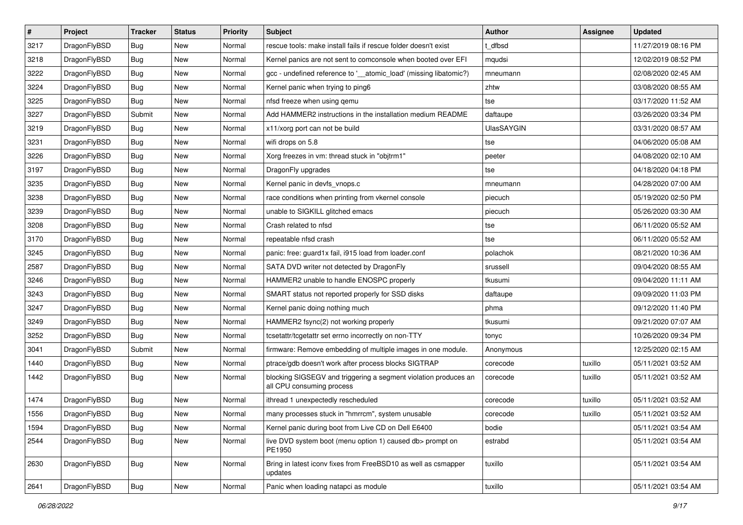| # | Project | Tracker | Status | Priority | Subject | Author | Assignee | Updated |
| --- | --- | --- | --- | --- | --- | --- | --- | --- |
| 3217 | DragonFlyBSD | Bug | New | Normal | rescue tools: make install fails if rescue folder doesn't exist | t_dfbsd | | 11/27/2019 08:16 PM |
| 3218 | DragonFlyBSD | Bug | New | Normal | Kernel panics are not sent to comconsole when booted over EFI | mqudsi | | 12/02/2019 08:52 PM |
| 3222 | DragonFlyBSD | Bug | New | Normal | gcc - undefined reference to '__atomic_load' (missing libatomic?) | mneumann | | 02/08/2020 02:45 AM |
| 3224 | DragonFlyBSD | Bug | New | Normal | Kernel panic when trying to ping6 | zhtw | | 03/08/2020 08:55 AM |
| 3225 | DragonFlyBSD | Bug | New | Normal | nfsd freeze when using qemu | tse | | 03/17/2020 11:52 AM |
| 3227 | DragonFlyBSD | Submit | New | Normal | Add HAMMER2 instructions in the installation medium README | daftaupe | | 03/26/2020 03:34 PM |
| 3219 | DragonFlyBSD | Bug | New | Normal | x11/xorg port can not be build | UlasSAYGIN | | 03/31/2020 08:57 AM |
| 3231 | DragonFlyBSD | Bug | New | Normal | wifi drops on 5.8 | tse | | 04/06/2020 05:08 AM |
| 3226 | DragonFlyBSD | Bug | New | Normal | Xorg freezes in vm: thread stuck in "objtrm1" | peeter | | 04/08/2020 02:10 AM |
| 3197 | DragonFlyBSD | Bug | New | Normal | DragonFly upgrades | tse | | 04/18/2020 04:18 PM |
| 3235 | DragonFlyBSD | Bug | New | Normal | Kernel panic in devfs_vnops.c | mneumann | | 04/28/2020 07:00 AM |
| 3238 | DragonFlyBSD | Bug | New | Normal | race conditions when printing from vkernel console | piecuch | | 05/19/2020 02:50 PM |
| 3239 | DragonFlyBSD | Bug | New | Normal | unable to SIGKILL glitched emacs | piecuch | | 05/26/2020 03:30 AM |
| 3208 | DragonFlyBSD | Bug | New | Normal | Crash related to nfsd | tse | | 06/11/2020 05:52 AM |
| 3170 | DragonFlyBSD | Bug | New | Normal | repeatable nfsd crash | tse | | 06/11/2020 05:52 AM |
| 3245 | DragonFlyBSD | Bug | New | Normal | panic: free: guard1x fail, i915 load from loader.conf | polachok | | 08/21/2020 10:36 AM |
| 2587 | DragonFlyBSD | Bug | New | Normal | SATA DVD writer not detected by DragonFly | srussell | | 09/04/2020 08:55 AM |
| 3246 | DragonFlyBSD | Bug | New | Normal | HAMMER2 unable to handle ENOSPC properly | tkusumi | | 09/04/2020 11:11 AM |
| 3243 | DragonFlyBSD | Bug | New | Normal | SMART status not reported properly for SSD disks | daftaupe | | 09/09/2020 11:03 PM |
| 3247 | DragonFlyBSD | Bug | New | Normal | Kernel panic doing nothing much | phma | | 09/12/2020 11:40 PM |
| 3249 | DragonFlyBSD | Bug | New | Normal | HAMMER2 fsync(2) not working properly | tkusumi | | 09/21/2020 07:07 AM |
| 3252 | DragonFlyBSD | Bug | New | Normal | tcsetattr/tcgetattr set errno incorrectly on non-TTY | tonyc | | 10/26/2020 09:34 PM |
| 3041 | DragonFlyBSD | Submit | New | Normal | firmware: Remove embedding of multiple images in one module. | Anonymous | | 12/25/2020 02:15 AM |
| 1440 | DragonFlyBSD | Bug | New | Normal | ptrace/gdb doesn't work after process blocks SIGTRAP | corecode | tuxillo | 05/11/2021 03:52 AM |
| 1442 | DragonFlyBSD | Bug | New | Normal | blocking SIGSEGV and triggering a segment violation produces an all CPU consuming process | corecode | tuxillo | 05/11/2021 03:52 AM |
| 1474 | DragonFlyBSD | Bug | New | Normal | ithread 1 unexpectedly rescheduled | corecode | tuxillo | 05/11/2021 03:52 AM |
| 1556 | DragonFlyBSD | Bug | New | Normal | many processes stuck in "hmrrcm", system unusable | corecode | tuxillo | 05/11/2021 03:52 AM |
| 1594 | DragonFlyBSD | Bug | New | Normal | Kernel panic during boot from Live CD on Dell E6400 | bodie | | 05/11/2021 03:54 AM |
| 2544 | DragonFlyBSD | Bug | New | Normal | live DVD system boot (menu option 1) caused db> prompt on PE1950 | estrabd | | 05/11/2021 03:54 AM |
| 2630 | DragonFlyBSD | Bug | New | Normal | Bring in latest iconv fixes from FreeBSD10 as well as csmapper updates | tuxillo | | 05/11/2021 03:54 AM |
| 2641 | DragonFlyBSD | Bug | New | Normal | Panic when loading natapci as module | tuxillo | | 05/11/2021 03:54 AM |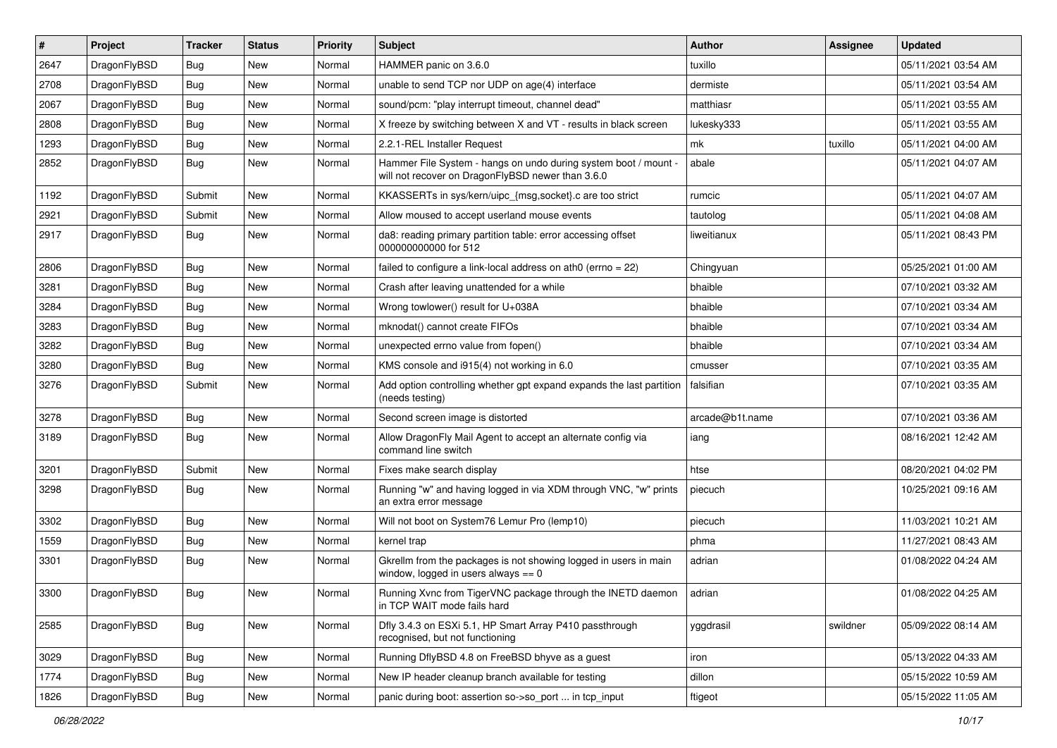| # | Project | Tracker | Status | Priority | Subject | Author | Assignee | Updated |
|---|---|---|---|---|---|---|---|---|
| 2647 | DragonFlyBSD | Bug | New | Normal | HAMMER panic on 3.6.0 | tuxillo | | 05/11/2021 03:54 AM |
| 2708 | DragonFlyBSD | Bug | New | Normal | unable to send TCP nor UDP on age(4) interface | dermiste | | 05/11/2021 03:54 AM |
| 2067 | DragonFlyBSD | Bug | New | Normal | sound/pcm: "play interrupt timeout, channel dead" | matthiasr | | 05/11/2021 03:55 AM |
| 2808 | DragonFlyBSD | Bug | New | Normal | X freeze by switching between X and VT - results in black screen | lukesky333 | | 05/11/2021 03:55 AM |
| 1293 | DragonFlyBSD | Bug | New | Normal | 2.2.1-REL Installer Request | mk | tuxillo | 05/11/2021 04:00 AM |
| 2852 | DragonFlyBSD | Bug | New | Normal | Hammer File System - hangs on undo during system boot / mount - will not recover on DragonFlyBSD newer than 3.6.0 | abale | | 05/11/2021 04:07 AM |
| 1192 | DragonFlyBSD | Submit | New | Normal | KKASSERTs in sys/kern/uipc_{msg,socket}.c are too strict | rumcic | | 05/11/2021 04:07 AM |
| 2921 | DragonFlyBSD | Submit | New | Normal | Allow moused to accept userland mouse events | tautolog | | 05/11/2021 04:08 AM |
| 2917 | DragonFlyBSD | Bug | New | Normal | da8: reading primary partition table: error accessing offset 000000000000 for 512 | liweitianux | | 05/11/2021 08:43 PM |
| 2806 | DragonFlyBSD | Bug | New | Normal | failed to configure a link-local address on ath0 (errno = 22) | Chingyuan | | 05/25/2021 01:00 AM |
| 3281 | DragonFlyBSD | Bug | New | Normal | Crash after leaving unattended for a while | bhaible | | 07/10/2021 03:32 AM |
| 3284 | DragonFlyBSD | Bug | New | Normal | Wrong towlower() result for U+038A | bhaible | | 07/10/2021 03:34 AM |
| 3283 | DragonFlyBSD | Bug | New | Normal | mknodat() cannot create FIFOs | bhaible | | 07/10/2021 03:34 AM |
| 3282 | DragonFlyBSD | Bug | New | Normal | unexpected errno value from fopen() | bhaible | | 07/10/2021 03:34 AM |
| 3280 | DragonFlyBSD | Bug | New | Normal | KMS console and i915(4) not working in 6.0 | cmusser | | 07/10/2021 03:35 AM |
| 3276 | DragonFlyBSD | Submit | New | Normal | Add option controlling whether gpt expand expands the last partition (needs testing) | falsifian | | 07/10/2021 03:35 AM |
| 3278 | DragonFlyBSD | Bug | New | Normal | Second screen image is distorted | arcade@b1t.name | | 07/10/2021 03:36 AM |
| 3189 | DragonFlyBSD | Bug | New | Normal | Allow DragonFly Mail Agent to accept an alternate config via command line switch | iang | | 08/16/2021 12:42 AM |
| 3201 | DragonFlyBSD | Submit | New | Normal | Fixes make search display | htse | | 08/20/2021 04:02 PM |
| 3298 | DragonFlyBSD | Bug | New | Normal | Running "w" and having logged in via XDM through VNC, "w" prints an extra error message | piecuch | | 10/25/2021 09:16 AM |
| 3302 | DragonFlyBSD | Bug | New | Normal | Will not boot on System76 Lemur Pro (lemp10) | piecuch | | 11/03/2021 10:21 AM |
| 1559 | DragonFlyBSD | Bug | New | Normal | kernel trap | phma | | 11/27/2021 08:43 AM |
| 3301 | DragonFlyBSD | Bug | New | Normal | Gkrellm from the packages is not showing logged in users in main window, logged in users always == 0 | adrian | | 01/08/2022 04:24 AM |
| 3300 | DragonFlyBSD | Bug | New | Normal | Running Xvnc from TigerVNC package through the INETD daemon in TCP WAIT mode fails hard | adrian | | 01/08/2022 04:25 AM |
| 2585 | DragonFlyBSD | Bug | New | Normal | Dfly 3.4.3 on ESXi 5.1, HP Smart Array P410 passthrough recognised, but not functioning | yggdrasil | swildner | 05/09/2022 08:14 AM |
| 3029 | DragonFlyBSD | Bug | New | Normal | Running DflyBSD 4.8 on FreeBSD bhyve as a guest | iron | | 05/13/2022 04:33 AM |
| 1774 | DragonFlyBSD | Bug | New | Normal | New IP header cleanup branch available for testing | dillon | | 05/15/2022 10:59 AM |
| 1826 | DragonFlyBSD | Bug | New | Normal | panic during boot: assertion so->so_port ... in tcp_input | ftigeot | | 05/15/2022 11:05 AM |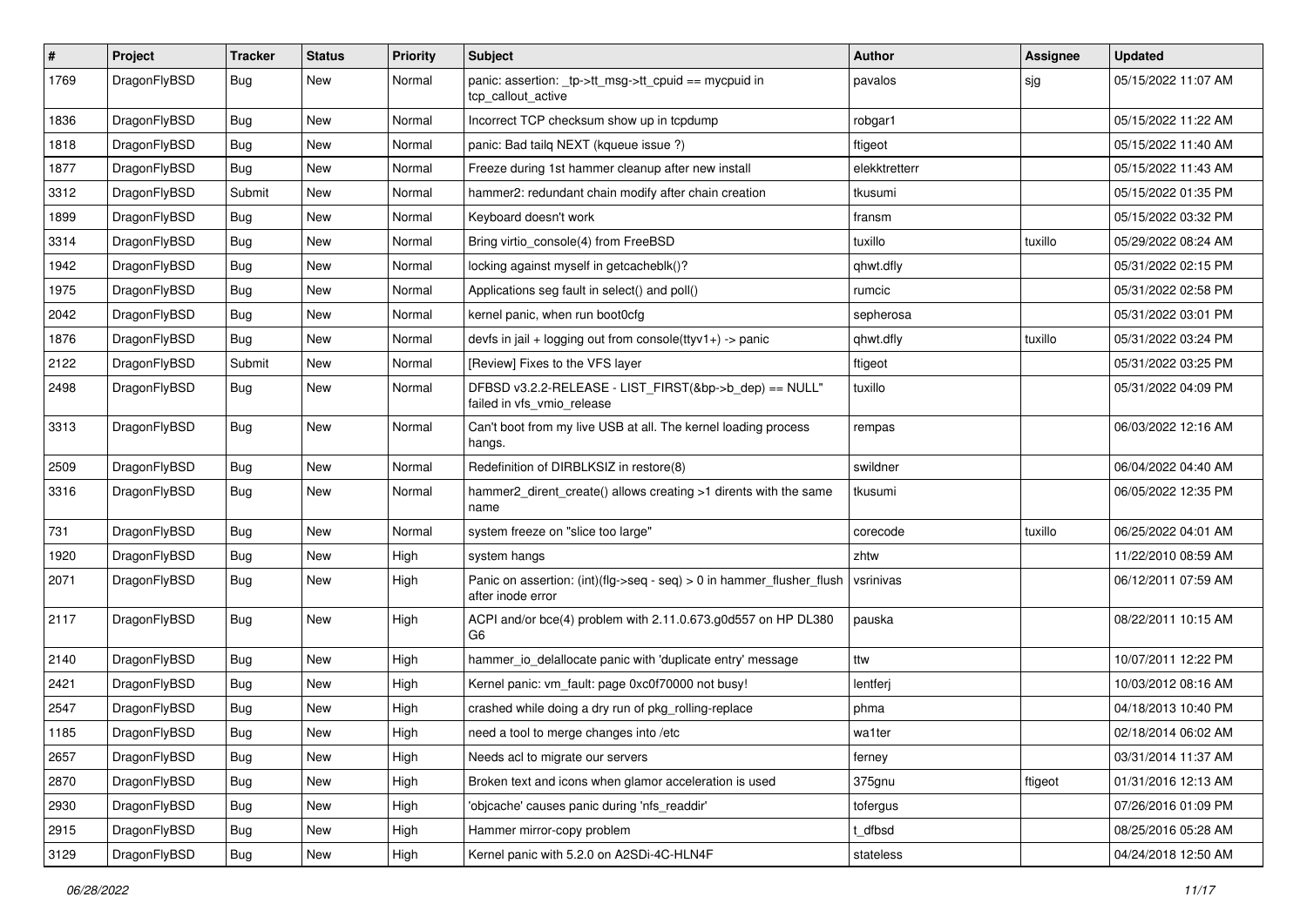| # | Project | Tracker | Status | Priority | Subject | Author | Assignee | Updated |
| --- | --- | --- | --- | --- | --- | --- | --- | --- |
| 1769 | DragonFlyBSD | Bug | New | Normal | panic: assertion: _tp->tt_msg->tt_cpuid == mycpuid in tcp_callout_active | pavalos | sjg | 05/15/2022 11:07 AM |
| 1836 | DragonFlyBSD | Bug | New | Normal | Incorrect TCP checksum show up in tcpdump | robgar1 | | 05/15/2022 11:22 AM |
| 1818 | DragonFlyBSD | Bug | New | Normal | panic: Bad tailq NEXT (kqueue issue ?) | ftigeot | | 05/15/2022 11:40 AM |
| 1877 | DragonFlyBSD | Bug | New | Normal | Freeze during 1st hammer cleanup after new install | elekktretterr | | 05/15/2022 11:43 AM |
| 3312 | DragonFlyBSD | Submit | New | Normal | hammer2: redundant chain modify after chain creation | tkusumi | | 05/15/2022 01:35 PM |
| 1899 | DragonFlyBSD | Bug | New | Normal | Keyboard doesn't work | fransm | | 05/15/2022 03:32 PM |
| 3314 | DragonFlyBSD | Bug | New | Normal | Bring virtio_console(4) from FreeBSD | tuxillo | tuxillo | 05/29/2022 08:24 AM |
| 1942 | DragonFlyBSD | Bug | New | Normal | locking against myself in getcacheblk()? | qhwt.dfly | | 05/31/2022 02:15 PM |
| 1975 | DragonFlyBSD | Bug | New | Normal | Applications seg fault in select() and poll() | rumcic | | 05/31/2022 02:58 PM |
| 2042 | DragonFlyBSD | Bug | New | Normal | kernel panic, when run boot0cfg | sepherosa | | 05/31/2022 03:01 PM |
| 1876 | DragonFlyBSD | Bug | New | Normal | devfs in jail + logging out from console(ttyv1+) -> panic | qhwt.dfly | tuxillo | 05/31/2022 03:24 PM |
| 2122 | DragonFlyBSD | Submit | New | Normal | [Review] Fixes to the VFS layer | ftigeot | | 05/31/2022 03:25 PM |
| 2498 | DragonFlyBSD | Bug | New | Normal | DFBSD v3.2.2-RELEASE - LIST_FIRST(&bp->b_dep) == NULL" failed in vfs_vmio_release | tuxillo | | 05/31/2022 04:09 PM |
| 3313 | DragonFlyBSD | Bug | New | Normal | Can't boot from my live USB at all. The kernel loading process hangs. | rempas | | 06/03/2022 12:16 AM |
| 2509 | DragonFlyBSD | Bug | New | Normal | Redefinition of DIRBLKSIZ in restore(8) | swildner | | 06/04/2022 04:40 AM |
| 3316 | DragonFlyBSD | Bug | New | Normal | hammer2_dirent_create() allows creating >1 dirents with the same name | tkusumi | | 06/05/2022 12:35 PM |
| 731 | DragonFlyBSD | Bug | New | Normal | system freeze on "slice too large" | corecode | tuxillo | 06/25/2022 04:01 AM |
| 1920 | DragonFlyBSD | Bug | New | High | system hangs | zhtw | | 11/22/2010 08:59 AM |
| 2071 | DragonFlyBSD | Bug | New | High | Panic on assertion: (int)(flg->seq - seq) > 0 in hammer_flusher_flush after inode error | vsrinivas | | 06/12/2011 07:59 AM |
| 2117 | DragonFlyBSD | Bug | New | High | ACPI and/or bce(4) problem with 2.11.0.673.g0d557 on HP DL380 G6 | pauska | | 08/22/2011 10:15 AM |
| 2140 | DragonFlyBSD | Bug | New | High | hammer_io_delallocate panic with 'duplicate entry' message | ttw | | 10/07/2011 12:22 PM |
| 2421 | DragonFlyBSD | Bug | New | High | Kernel panic: vm_fault: page 0xc0f70000 not busy! | lentferj | | 10/03/2012 08:16 AM |
| 2547 | DragonFlyBSD | Bug | New | High | crashed while doing a dry run of pkg_rolling-replace | phma | | 04/18/2013 10:40 PM |
| 1185 | DragonFlyBSD | Bug | New | High | need a tool to merge changes into /etc | wa1ter | | 02/18/2014 06:02 AM |
| 2657 | DragonFlyBSD | Bug | New | High | Needs acl to migrate our servers | ferney | | 03/31/2014 11:37 AM |
| 2870 | DragonFlyBSD | Bug | New | High | Broken text and icons when glamor acceleration is used | 375gnu | ftigeot | 01/31/2016 12:13 AM |
| 2930 | DragonFlyBSD | Bug | New | High | 'objcache' causes panic during 'nfs_readdir' | tofergus | | 07/26/2016 01:09 PM |
| 2915 | DragonFlyBSD | Bug | New | High | Hammer mirror-copy problem | t_dfbsd | | 08/25/2016 05:28 AM |
| 3129 | DragonFlyBSD | Bug | New | High | Kernel panic with 5.2.0 on A2SDi-4C-HLN4F | stateless | | 04/24/2018 12:50 AM |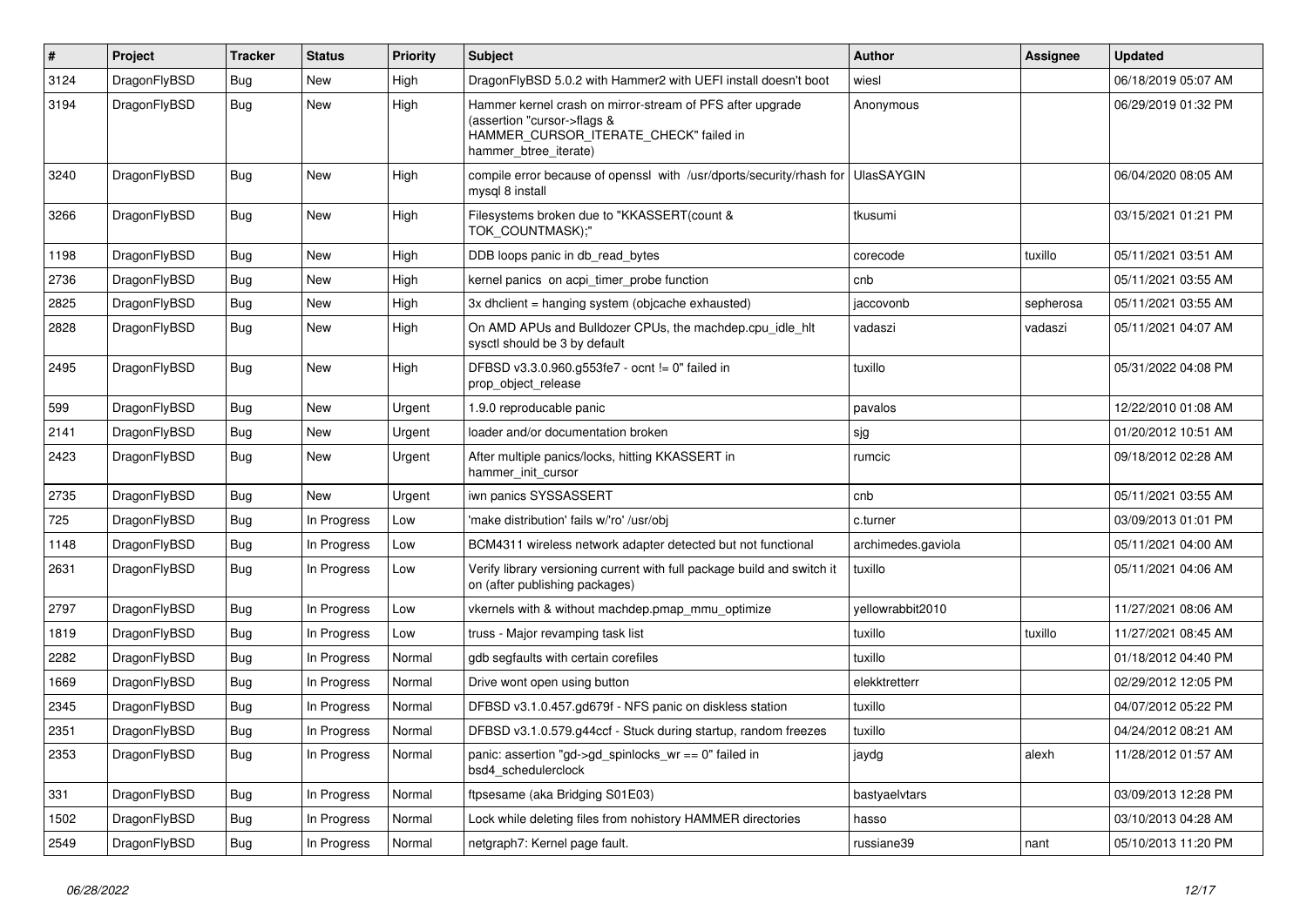| # | Project | Tracker | Status | Priority | Subject | Author | Assignee | Updated |
|---|---|---|---|---|---|---|---|---|
| 3124 | DragonFlyBSD | Bug | New | High | DragonFlyBSD 5.0.2 with Hammer2 with UEFI install doesn't boot | wiesl | | 06/18/2019 05:07 AM |
| 3194 | DragonFlyBSD | Bug | New | High | Hammer kernel crash on mirror-stream of PFS after upgrade (assertion "cursor->flags & HAMMER_CURSOR_ITERATE_CHECK" failed in hammer_btree_iterate) | Anonymous | | 06/29/2019 01:32 PM |
| 3240 | DragonFlyBSD | Bug | New | High | compile error because of openssl with /usr/dports/security/rhash for mysql 8 install | UlasSAYGIN | | 06/04/2020 08:05 AM |
| 3266 | DragonFlyBSD | Bug | New | High | Filesystems broken due to "KKASSERT(count & TOK_COUNTMASK);" | tkusumi | | 03/15/2021 01:21 PM |
| 1198 | DragonFlyBSD | Bug | New | High | DDB loops panic in db_read_bytes | corecode | tuxillo | 05/11/2021 03:51 AM |
| 2736 | DragonFlyBSD | Bug | New | High | kernel panics on acpi_timer_probe function | cnb | | 05/11/2021 03:55 AM |
| 2825 | DragonFlyBSD | Bug | New | High | 3x dhclient = hanging system (objcache exhausted) | jaccovonb | sepherosa | 05/11/2021 03:55 AM |
| 2828 | DragonFlyBSD | Bug | New | High | On AMD APUs and Bulldozer CPUs, the machdep.cpu_idle_hlt sysctl should be 3 by default | vadaszi | vadaszi | 05/11/2021 04:07 AM |
| 2495 | DragonFlyBSD | Bug | New | High | DFBSD v3.3.0.960.g553fe7 - ocnt != 0" failed in prop_object_release | tuxillo | | 05/31/2022 04:08 PM |
| 599 | DragonFlyBSD | Bug | New | Urgent | 1.9.0 reproducable panic | pavalos | | 12/22/2010 01:08 AM |
| 2141 | DragonFlyBSD | Bug | New | Urgent | loader and/or documentation broken | sjg | | 01/20/2012 10:51 AM |
| 2423 | DragonFlyBSD | Bug | New | Urgent | After multiple panics/locks, hitting KKASSERT in hammer_init_cursor | rumcic | | 09/18/2012 02:28 AM |
| 2735 | DragonFlyBSD | Bug | New | Urgent | iwn panics SYSSASSERT | cnb | | 05/11/2021 03:55 AM |
| 725 | DragonFlyBSD | Bug | In Progress | Low | 'make distribution' fails w/'ro' /usr/obj | c.turner | | 03/09/2013 01:01 PM |
| 1148 | DragonFlyBSD | Bug | In Progress | Low | BCM4311 wireless network adapter detected but not functional | archimedes.gaviola | | 05/11/2021 04:00 AM |
| 2631 | DragonFlyBSD | Bug | In Progress | Low | Verify library versioning current with full package build and switch it on (after publishing packages) | tuxillo | | 05/11/2021 04:06 AM |
| 2797 | DragonFlyBSD | Bug | In Progress | Low | vkernels with & without machdep.pmap_mmu_optimize | yellowrabbit2010 | | 11/27/2021 08:06 AM |
| 1819 | DragonFlyBSD | Bug | In Progress | Low | truss - Major revamping task list | tuxillo | tuxillo | 11/27/2021 08:45 AM |
| 2282 | DragonFlyBSD | Bug | In Progress | Normal | gdb segfaults with certain corefiles | tuxillo | | 01/18/2012 04:40 PM |
| 1669 | DragonFlyBSD | Bug | In Progress | Normal | Drive wont open using button | elekktretterr | | 02/29/2012 12:05 PM |
| 2345 | DragonFlyBSD | Bug | In Progress | Normal | DFBSD v3.1.0.457.gd679f - NFS panic on diskless station | tuxillo | | 04/07/2012 05:22 PM |
| 2351 | DragonFlyBSD | Bug | In Progress | Normal | DFBSD v3.1.0.579.g44ccf - Stuck during startup, random freezes | tuxillo | | 04/24/2012 08:21 AM |
| 2353 | DragonFlyBSD | Bug | In Progress | Normal | panic: assertion "gd->gd_spinlocks_wr == 0" failed in bsd4_schedulerclock | jaydg | alexh | 11/28/2012 01:57 AM |
| 331 | DragonFlyBSD | Bug | In Progress | Normal | ftpsesame (aka Bridging S01E03) | bastyaelvtars | | 03/09/2013 12:28 PM |
| 1502 | DragonFlyBSD | Bug | In Progress | Normal | Lock while deleting files from nohistory HAMMER directories | hasso | | 03/10/2013 04:28 AM |
| 2549 | DragonFlyBSD | Bug | In Progress | Normal | netgraph7: Kernel page fault. | russiane39 | nant | 05/10/2013 11:20 PM |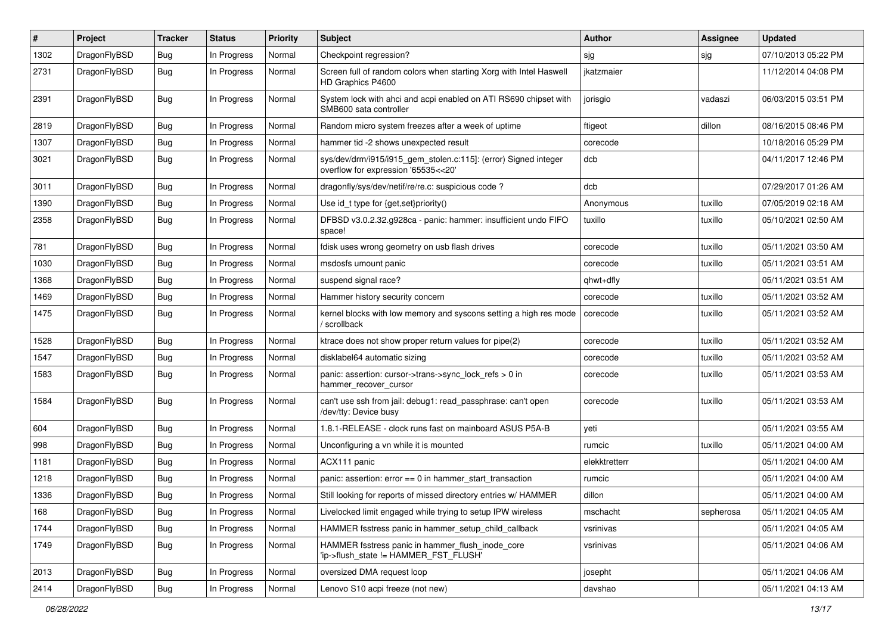| # | Project | Tracker | Status | Priority | Subject | Author | Assignee | Updated |
|---|---|---|---|---|---|---|---|---|
| 1302 | DragonFlyBSD | Bug | In Progress | Normal | Checkpoint regression? | sjg | sjg | 07/10/2013 05:22 PM |
| 2731 | DragonFlyBSD | Bug | In Progress | Normal | Screen full of random colors when starting Xorg with Intel Haswell HD Graphics P4600 | jkatzmaier | | 11/12/2014 04:08 PM |
| 2391 | DragonFlyBSD | Bug | In Progress | Normal | System lock with ahci and acpi enabled on ATI RS690 chipset with SMB600 sata controller | jorisgio | vadaszi | 06/03/2015 03:51 PM |
| 2819 | DragonFlyBSD | Bug | In Progress | Normal | Random micro system freezes after a week of uptime | ftigeot | dillon | 08/16/2015 08:46 PM |
| 1307 | DragonFlyBSD | Bug | In Progress | Normal | hammer tid -2 shows unexpected result | corecode | | 10/18/2016 05:29 PM |
| 3021 | DragonFlyBSD | Bug | In Progress | Normal | sys/dev/drm/i915/i915_gem_stolen.c:115]: (error) Signed integer overflow for expression '65535<<20' | dcb | | 04/11/2017 12:46 PM |
| 3011 | DragonFlyBSD | Bug | In Progress | Normal | dragonfly/sys/dev/netif/re/re.c: suspicious code ? | dcb | | 07/29/2017 01:26 AM |
| 1390 | DragonFlyBSD | Bug | In Progress | Normal | Use id_t type for {get,set}priority() | Anonymous | tuxillo | 07/05/2019 02:18 AM |
| 2358 | DragonFlyBSD | Bug | In Progress | Normal | DFBSD v3.0.2.32.g928ca - panic: hammer: insufficient undo FIFO space! | tuxillo | tuxillo | 05/10/2021 02:50 AM |
| 781 | DragonFlyBSD | Bug | In Progress | Normal | fdisk uses wrong geometry on usb flash drives | corecode | tuxillo | 05/11/2021 03:50 AM |
| 1030 | DragonFlyBSD | Bug | In Progress | Normal | msdosfs umount panic | corecode | tuxillo | 05/11/2021 03:51 AM |
| 1368 | DragonFlyBSD | Bug | In Progress | Normal | suspend signal race? | qhwt+dfly | | 05/11/2021 03:51 AM |
| 1469 | DragonFlyBSD | Bug | In Progress | Normal | Hammer history security concern | corecode | tuxillo | 05/11/2021 03:52 AM |
| 1475 | DragonFlyBSD | Bug | In Progress | Normal | kernel blocks with low memory and syscons setting a high res mode / scrollback | corecode | tuxillo | 05/11/2021 03:52 AM |
| 1528 | DragonFlyBSD | Bug | In Progress | Normal | ktrace does not show proper return values for pipe(2) | corecode | tuxillo | 05/11/2021 03:52 AM |
| 1547 | DragonFlyBSD | Bug | In Progress | Normal | disklabel64 automatic sizing | corecode | tuxillo | 05/11/2021 03:52 AM |
| 1583 | DragonFlyBSD | Bug | In Progress | Normal | panic: assertion: cursor->trans->sync_lock_refs > 0 in hammer_recover_cursor | corecode | tuxillo | 05/11/2021 03:53 AM |
| 1584 | DragonFlyBSD | Bug | In Progress | Normal | can't use ssh from jail: debug1: read_passphrase: can't open /dev/tty: Device busy | corecode | tuxillo | 05/11/2021 03:53 AM |
| 604 | DragonFlyBSD | Bug | In Progress | Normal | 1.8.1-RELEASE - clock runs fast on mainboard ASUS P5A-B | yeti | | 05/11/2021 03:55 AM |
| 998 | DragonFlyBSD | Bug | In Progress | Normal | Unconfiguring a vn while it is mounted | rumcic | tuxillo | 05/11/2021 04:00 AM |
| 1181 | DragonFlyBSD | Bug | In Progress | Normal | ACX111 panic | elekktretterr | | 05/11/2021 04:00 AM |
| 1218 | DragonFlyBSD | Bug | In Progress | Normal | panic: assertion: error == 0 in hammer_start_transaction | rumcic | | 05/11/2021 04:00 AM |
| 1336 | DragonFlyBSD | Bug | In Progress | Normal | Still looking for reports of missed directory entries w/ HAMMER | dillon | | 05/11/2021 04:00 AM |
| 168 | DragonFlyBSD | Bug | In Progress | Normal | Livelocked limit engaged while trying to setup IPW wireless | mschacht | sepherosa | 05/11/2021 04:05 AM |
| 1744 | DragonFlyBSD | Bug | In Progress | Normal | HAMMER fsstress panic in hammer_setup_child_callback | vsrinivas | | 05/11/2021 04:05 AM |
| 1749 | DragonFlyBSD | Bug | In Progress | Normal | HAMMER fsstress panic in hammer_flush_inode_core 'ip->flush_state != HAMMER_FST_FLUSH' | vsrinivas | | 05/11/2021 04:06 AM |
| 2013 | DragonFlyBSD | Bug | In Progress | Normal | oversized DMA request loop | josepht | | 05/11/2021 04:06 AM |
| 2414 | DragonFlyBSD | Bug | In Progress | Normal | Lenovo S10 acpi freeze (not new) | davshao | | 05/11/2021 04:13 AM |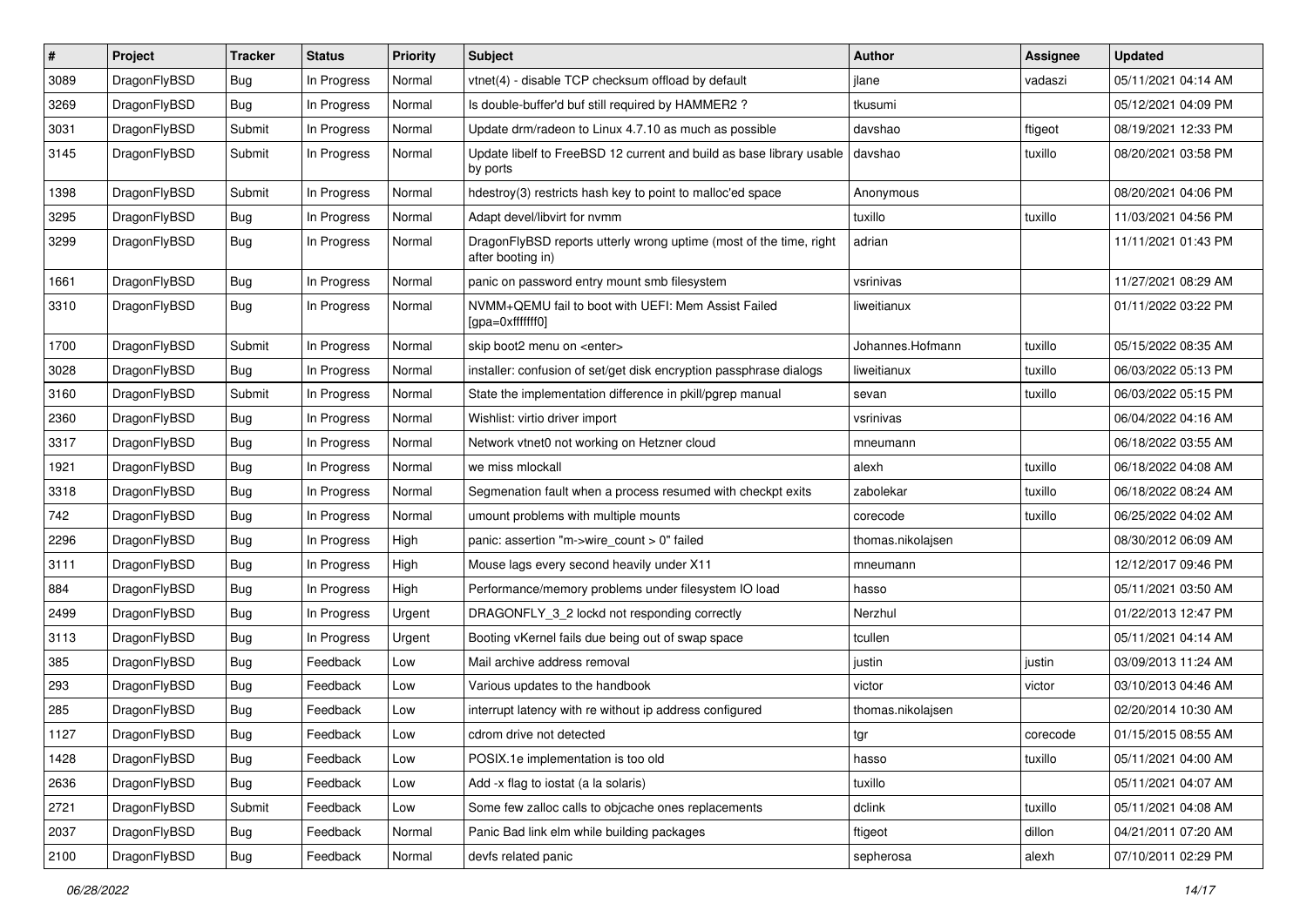| # | Project | Tracker | Status | Priority | Subject | Author | Assignee | Updated |
|---|---|---|---|---|---|---|---|---|
| 3089 | DragonFlyBSD | Bug | In Progress | Normal | vtnet(4) - disable TCP checksum offload by default | jlane | vadaszi | 05/11/2021 04:14 AM |
| 3269 | DragonFlyBSD | Bug | In Progress | Normal | Is double-buffer'd buf still required by HAMMER2 ? | tkusumi | | 05/12/2021 04:09 PM |
| 3031 | DragonFlyBSD | Submit | In Progress | Normal | Update drm/radeon to Linux 4.7.10 as much as possible | davshao | ftigeot | 08/19/2021 12:33 PM |
| 3145 | DragonFlyBSD | Submit | In Progress | Normal | Update libelf to FreeBSD 12 current and build as base library usable by ports | davshao | tuxillo | 08/20/2021 03:58 PM |
| 1398 | DragonFlyBSD | Submit | In Progress | Normal | hdestroy(3) restricts hash key to point to malloc'ed space | Anonymous | | 08/20/2021 04:06 PM |
| 3295 | DragonFlyBSD | Bug | In Progress | Normal | Adapt devel/libvirt for nvmm | tuxillo | tuxillo | 11/03/2021 04:56 PM |
| 3299 | DragonFlyBSD | Bug | In Progress | Normal | DragonFlyBSD reports utterly wrong uptime (most of the time, right after booting in) | adrian | | 11/11/2021 01:43 PM |
| 1661 | DragonFlyBSD | Bug | In Progress | Normal | panic on password entry mount smb filesystem | vsrinivas | | 11/27/2021 08:29 AM |
| 3310 | DragonFlyBSD | Bug | In Progress | Normal | NVMM+QEMU fail to boot with UEFI: Mem Assist Failed [gpa=0xfffffff0] | liweitianux | | 01/11/2022 03:22 PM |
| 1700 | DragonFlyBSD | Submit | In Progress | Normal | skip boot2 menu on <enter> | Johannes.Hofmann | tuxillo | 05/15/2022 08:35 AM |
| 3028 | DragonFlyBSD | Bug | In Progress | Normal | installer: confusion of set/get disk encryption passphrase dialogs | liweitianux | tuxillo | 06/03/2022 05:13 PM |
| 3160 | DragonFlyBSD | Submit | In Progress | Normal | State the implementation difference in pkill/pgrep manual | sevan | tuxillo | 06/03/2022 05:15 PM |
| 2360 | DragonFlyBSD | Bug | In Progress | Normal | Wishlist: virtio driver import | vsrinivas | | 06/04/2022 04:16 AM |
| 3317 | DragonFlyBSD | Bug | In Progress | Normal | Network vtnet0 not working on Hetzner cloud | mneumann | | 06/18/2022 03:55 AM |
| 1921 | DragonFlyBSD | Bug | In Progress | Normal | we miss mlockall | alexh | tuxillo | 06/18/2022 04:08 AM |
| 3318 | DragonFlyBSD | Bug | In Progress | Normal | Segmenation fault when a process resumed with checkpt exits | zabolekar | tuxillo | 06/18/2022 08:24 AM |
| 742 | DragonFlyBSD | Bug | In Progress | Normal | umount problems with multiple mounts | corecode | tuxillo | 06/25/2022 04:02 AM |
| 2296 | DragonFlyBSD | Bug | In Progress | High | panic: assertion "m->wire_count > 0" failed | thomas.nikolajsen | | 08/30/2012 06:09 AM |
| 3111 | DragonFlyBSD | Bug | In Progress | High | Mouse lags every second heavily under X11 | mneumann | | 12/12/2017 09:46 PM |
| 884 | DragonFlyBSD | Bug | In Progress | High | Performance/memory problems under filesystem IO load | hasso | | 05/11/2021 03:50 AM |
| 2499 | DragonFlyBSD | Bug | In Progress | Urgent | DRAGONFLY_3_2 lockd not responding correctly | Nerzhul | | 01/22/2013 12:47 PM |
| 3113 | DragonFlyBSD | Bug | In Progress | Urgent | Booting vKernel fails due being out of swap space | tcullen | | 05/11/2021 04:14 AM |
| 385 | DragonFlyBSD | Bug | Feedback | Low | Mail archive address removal | justin | justin | 03/09/2013 11:24 AM |
| 293 | DragonFlyBSD | Bug | Feedback | Low | Various updates to the handbook | victor | victor | 03/10/2013 04:46 AM |
| 285 | DragonFlyBSD | Bug | Feedback | Low | interrupt latency with re without ip address configured | thomas.nikolajsen | | 02/20/2014 10:30 AM |
| 1127 | DragonFlyBSD | Bug | Feedback | Low | cdrom drive not detected | tgr | corecode | 01/15/2015 08:55 AM |
| 1428 | DragonFlyBSD | Bug | Feedback | Low | POSIX.1e implementation is too old | hasso | tuxillo | 05/11/2021 04:00 AM |
| 2636 | DragonFlyBSD | Bug | Feedback | Low | Add -x flag to iostat (a la solaris) | tuxillo | | 05/11/2021 04:07 AM |
| 2721 | DragonFlyBSD | Submit | Feedback | Low | Some few zalloc calls to objcache ones replacements | dclink | tuxillo | 05/11/2021 04:08 AM |
| 2037 | DragonFlyBSD | Bug | Feedback | Normal | Panic Bad link elm while building packages | ftigeot | dillon | 04/21/2011 07:20 AM |
| 2100 | DragonFlyBSD | Bug | Feedback | Normal | devfs related panic | sepherosa | alexh | 07/10/2011 02:29 PM |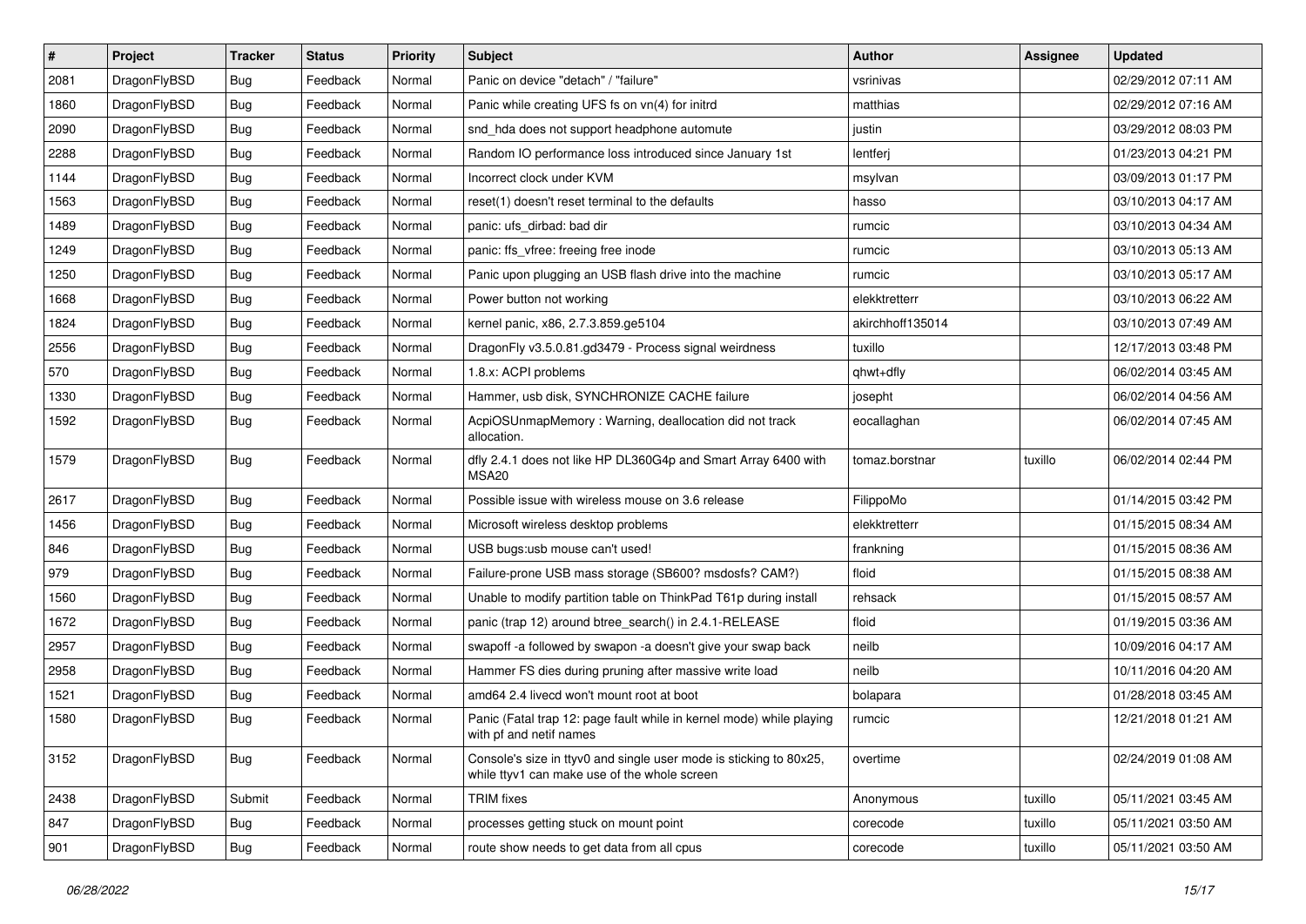| # | Project | Tracker | Status | Priority | Subject | Author | Assignee | Updated |
|---|---|---|---|---|---|---|---|---|
| 2081 | DragonFlyBSD | Bug | Feedback | Normal | Panic on device "detach" / "failure" | vsrinivas | | 02/29/2012 07:11 AM |
| 1860 | DragonFlyBSD | Bug | Feedback | Normal | Panic while creating UFS fs on vn(4) for initrd | matthias | | 02/29/2012 07:16 AM |
| 2090 | DragonFlyBSD | Bug | Feedback | Normal | snd_hda does not support headphone automute | justin | | 03/29/2012 08:03 PM |
| 2288 | DragonFlyBSD | Bug | Feedback | Normal | Random IO performance loss introduced since January 1st | lentferj | | 01/23/2013 04:21 PM |
| 1144 | DragonFlyBSD | Bug | Feedback | Normal | Incorrect clock under KVM | msylvan | | 03/09/2013 01:17 PM |
| 1563 | DragonFlyBSD | Bug | Feedback | Normal | reset(1) doesn't reset terminal to the defaults | hasso | | 03/10/2013 04:17 AM |
| 1489 | DragonFlyBSD | Bug | Feedback | Normal | panic: ufs_dirbad: bad dir | rumcic | | 03/10/2013 04:34 AM |
| 1249 | DragonFlyBSD | Bug | Feedback | Normal | panic: ffs_vfree: freeing free inode | rumcic | | 03/10/2013 05:13 AM |
| 1250 | DragonFlyBSD | Bug | Feedback | Normal | Panic upon plugging an USB flash drive into the machine | rumcic | | 03/10/2013 05:17 AM |
| 1668 | DragonFlyBSD | Bug | Feedback | Normal | Power button not working | elekktretterr | | 03/10/2013 06:22 AM |
| 1824 | DragonFlyBSD | Bug | Feedback | Normal | kernel panic, x86, 2.7.3.859.ge5104 | akirchhoff135014 | | 03/10/2013 07:49 AM |
| 2556 | DragonFlyBSD | Bug | Feedback | Normal | DragonFly v3.5.0.81.gd3479 - Process signal weirdness | tuxillo | | 12/17/2013 03:48 PM |
| 570 | DragonFlyBSD | Bug | Feedback | Normal | 1.8.x: ACPI problems | qhwt+dfly | | 06/02/2014 03:45 AM |
| 1330 | DragonFlyBSD | Bug | Feedback | Normal | Hammer, usb disk, SYNCHRONIZE CACHE failure | josepht | | 06/02/2014 04:56 AM |
| 1592 | DragonFlyBSD | Bug | Feedback | Normal | AcpiOSUnmapMemory : Warning, deallocation did not track allocation. | eocallaghan | | 06/02/2014 07:45 AM |
| 1579 | DragonFlyBSD | Bug | Feedback | Normal | dfly 2.4.1 does not like HP DL360G4p and Smart Array 6400 with MSA20 | tomaz.borstnar | tuxillo | 06/02/2014 02:44 PM |
| 2617 | DragonFlyBSD | Bug | Feedback | Normal | Possible issue with wireless mouse on 3.6 release | FilippoMo | | 01/14/2015 03:42 PM |
| 1456 | DragonFlyBSD | Bug | Feedback | Normal | Microsoft wireless desktop problems | elekktretterr | | 01/15/2015 08:34 AM |
| 846 | DragonFlyBSD | Bug | Feedback | Normal | USB bugs:usb mouse can't used! | frankning | | 01/15/2015 08:36 AM |
| 979 | DragonFlyBSD | Bug | Feedback | Normal | Failure-prone USB mass storage (SB600? msdosfs? CAM?) | floid | | 01/15/2015 08:38 AM |
| 1560 | DragonFlyBSD | Bug | Feedback | Normal | Unable to modify partition table on ThinkPad T61p during install | rehsack | | 01/15/2015 08:57 AM |
| 1672 | DragonFlyBSD | Bug | Feedback | Normal | panic (trap 12) around btree_search() in 2.4.1-RELEASE | floid | | 01/19/2015 03:36 AM |
| 2957 | DragonFlyBSD | Bug | Feedback | Normal | swapoff -a followed by swapon -a doesn't give your swap back | neilb | | 10/09/2016 04:17 AM |
| 2958 | DragonFlyBSD | Bug | Feedback | Normal | Hammer FS dies during pruning after massive write load | neilb | | 10/11/2016 04:20 AM |
| 1521 | DragonFlyBSD | Bug | Feedback | Normal | amd64 2.4 livecd won't mount root at boot | bolapara | | 01/28/2018 03:45 AM |
| 1580 | DragonFlyBSD | Bug | Feedback | Normal | Panic (Fatal trap 12: page fault while in kernel mode) while playing with pf and netif names | rumcic | | 12/21/2018 01:21 AM |
| 3152 | DragonFlyBSD | Bug | Feedback | Normal | Console's size in ttyv0 and single user mode is sticking to 80x25, while ttyv1 can make use of the whole screen | overtime | | 02/24/2019 01:08 AM |
| 2438 | DragonFlyBSD | Submit | Feedback | Normal | TRIM fixes | Anonymous | tuxillo | 05/11/2021 03:45 AM |
| 847 | DragonFlyBSD | Bug | Feedback | Normal | processes getting stuck on mount point | corecode | tuxillo | 05/11/2021 03:50 AM |
| 901 | DragonFlyBSD | Bug | Feedback | Normal | route show needs to get data from all cpus | corecode | tuxillo | 05/11/2021 03:50 AM |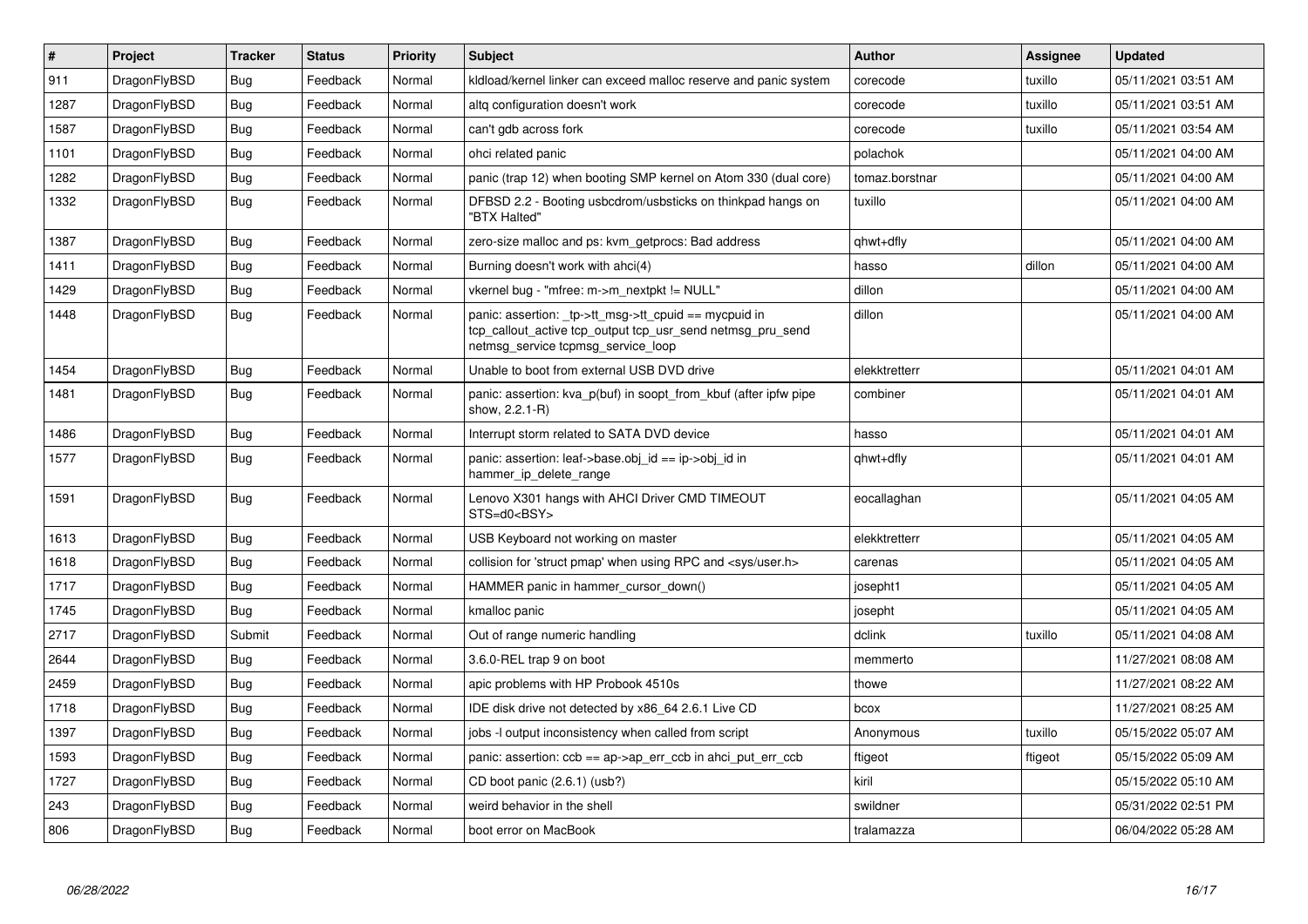| # | Project | Tracker | Status | Priority | Subject | Author | Assignee | Updated |
|---|---|---|---|---|---|---|---|---|
| 911 | DragonFlyBSD | Bug | Feedback | Normal | kldload/kernel linker can exceed malloc reserve and panic system | corecode | tuxillo | 05/11/2021 03:51 AM |
| 1287 | DragonFlyBSD | Bug | Feedback | Normal | altq configuration doesn't work | corecode | tuxillo | 05/11/2021 03:51 AM |
| 1587 | DragonFlyBSD | Bug | Feedback | Normal | can't gdb across fork | corecode | tuxillo | 05/11/2021 03:54 AM |
| 1101 | DragonFlyBSD | Bug | Feedback | Normal | ohci related panic | polachok | | 05/11/2021 04:00 AM |
| 1282 | DragonFlyBSD | Bug | Feedback | Normal | panic (trap 12) when booting SMP kernel on Atom 330 (dual core) | tomaz.borstnar | | 05/11/2021 04:00 AM |
| 1332 | DragonFlyBSD | Bug | Feedback | Normal | DFBSD 2.2 - Booting usbcdrom/usbsticks on thinkpad hangs on "BTX Halted" | tuxillo | | 05/11/2021 04:00 AM |
| 1387 | DragonFlyBSD | Bug | Feedback | Normal | zero-size malloc and ps: kvm_getprocs: Bad address | qhwt+dfly | | 05/11/2021 04:00 AM |
| 1411 | DragonFlyBSD | Bug | Feedback | Normal | Burning doesn't work with ahci(4) | hasso | dillon | 05/11/2021 04:00 AM |
| 1429 | DragonFlyBSD | Bug | Feedback | Normal | vkernel bug - "mfree: m->m_nextpkt != NULL" | dillon | | 05/11/2021 04:00 AM |
| 1448 | DragonFlyBSD | Bug | Feedback | Normal | panic: assertion: _tp->tt_msg->tt_cpuid == mycpuid in tcp_callout_active tcp_output tcp_usr_send netmsg_pru_send netmsg_service tcpmsg_service_loop | dillon | | 05/11/2021 04:00 AM |
| 1454 | DragonFlyBSD | Bug | Feedback | Normal | Unable to boot from external USB DVD drive | elekktretterr | | 05/11/2021 04:01 AM |
| 1481 | DragonFlyBSD | Bug | Feedback | Normal | panic: assertion: kva_p(buf) in soopt_from_kbuf (after ipfw pipe show, 2.2.1-R) | combiner | | 05/11/2021 04:01 AM |
| 1486 | DragonFlyBSD | Bug | Feedback | Normal | Interrupt storm related to SATA DVD device | hasso | | 05/11/2021 04:01 AM |
| 1577 | DragonFlyBSD | Bug | Feedback | Normal | panic: assertion: leaf->base.obj_id == ip->obj_id in hammer_ip_delete_range | qhwt+dfly | | 05/11/2021 04:01 AM |
| 1591 | DragonFlyBSD | Bug | Feedback | Normal | Lenovo X301 hangs with AHCI Driver CMD TIMEOUT STS=d0<BSY> | eocallaghan | | 05/11/2021 04:05 AM |
| 1613 | DragonFlyBSD | Bug | Feedback | Normal | USB Keyboard not working on master | elekktretterr | | 05/11/2021 04:05 AM |
| 1618 | DragonFlyBSD | Bug | Feedback | Normal | collision for 'struct pmap' when using RPC and <sys/user.h> | carenas | | 05/11/2021 04:05 AM |
| 1717 | DragonFlyBSD | Bug | Feedback | Normal | HAMMER panic in hammer_cursor_down() | josepht1 | | 05/11/2021 04:05 AM |
| 1745 | DragonFlyBSD | Bug | Feedback | Normal | kmalloc panic | josepht | | 05/11/2021 04:05 AM |
| 2717 | DragonFlyBSD | Submit | Feedback | Normal | Out of range numeric handling | dclink | tuxillo | 05/11/2021 04:08 AM |
| 2644 | DragonFlyBSD | Bug | Feedback | Normal | 3.6.0-REL trap 9 on boot | memmerto | | 11/27/2021 08:08 AM |
| 2459 | DragonFlyBSD | Bug | Feedback | Normal | apic problems with HP Probook 4510s | thowe | | 11/27/2021 08:22 AM |
| 1718 | DragonFlyBSD | Bug | Feedback | Normal | IDE disk drive not detected by x86_64 2.6.1 Live CD | bcox | | 11/27/2021 08:25 AM |
| 1397 | DragonFlyBSD | Bug | Feedback | Normal | jobs -l output inconsistency when called from script | Anonymous | tuxillo | 05/15/2022 05:07 AM |
| 1593 | DragonFlyBSD | Bug | Feedback | Normal | panic: assertion: ccb == ap->ap_err_ccb in ahci_put_err_ccb | ftigeot | ftigeot | 05/15/2022 05:09 AM |
| 1727 | DragonFlyBSD | Bug | Feedback | Normal | CD boot panic (2.6.1) (usb?) | kiril | | 05/15/2022 05:10 AM |
| 243 | DragonFlyBSD | Bug | Feedback | Normal | weird behavior in the shell | swildner | | 05/31/2022 02:51 PM |
| 806 | DragonFlyBSD | Bug | Feedback | Normal | boot error on MacBook | tralamazza | | 06/04/2022 05:28 AM |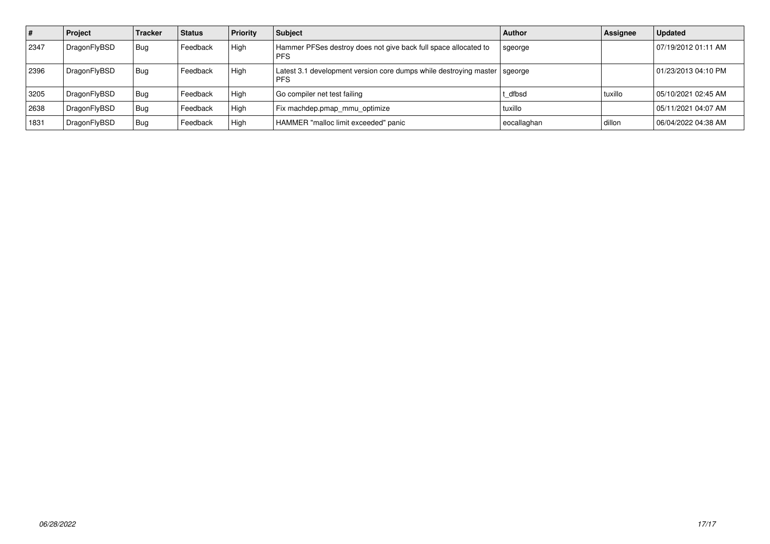| # | Project | Tracker | Status | Priority | Subject | Author | Assignee | Updated |
|---|---|---|---|---|---|---|---|---|
| 2347 | DragonFlyBSD | Bug | Feedback | High | Hammer PFSes destroy does not give back full space allocated to PFS | sgeorge | | 07/19/2012 01:11 AM |
| 2396 | DragonFlyBSD | Bug | Feedback | High | Latest 3.1 development version core dumps while destroying master PFS | sgeorge | | 01/23/2013 04:10 PM |
| 3205 | DragonFlyBSD | Bug | Feedback | High | Go compiler net test failing | t_dfbsd | tuxillo | 05/10/2021 02:45 AM |
| 2638 | DragonFlyBSD | Bug | Feedback | High | Fix machdep.pmap_mmu_optimize | tuxillo | | 05/11/2021 04:07 AM |
| 1831 | DragonFlyBSD | Bug | Feedback | High | HAMMER "malloc limit exceeded" panic | eocallaghan | dillon | 06/04/2022 04:38 AM |